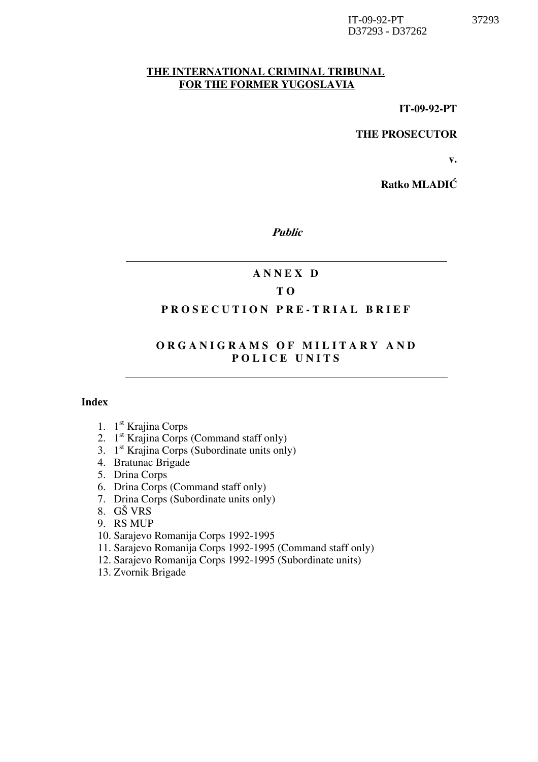IT-09-92-PT
D37293 - D37262

**THE INTERNATIONAL CRIMINAL TRIBUNAL FOR THE FORMER YUGOSLAVIA**

**IT-09-92-PT**

**THE PROSECUTOR**

**v.**

**Ratko MLADIĆ**

***Public***

---

# ANNEX D

# TO

# PROSECUTION PRE-TRIAL BRIEF

# ORGANIGRAMS OF MILITARY AND POLICE UNITS

---

**Index**

1. 1st Krajina Corps
2. 1st Krajina Corps (Command staff only)
3. 1st Krajina Corps (Subordinate units only)
4. Bratunac Brigade
5. Drina Corps
6. Drina Corps (Command staff only)
7. Drina Corps (Subordinate units only)
8. GŠ VRS
9. RS MUP
10. Sarajevo Romanija Corps 1992-1995
11. Sarajevo Romanija Corps 1992-1995 (Command staff only)
12. Sarajevo Romanija Corps 1992-1995 (Subordinate units)
13. Zvornik Brigade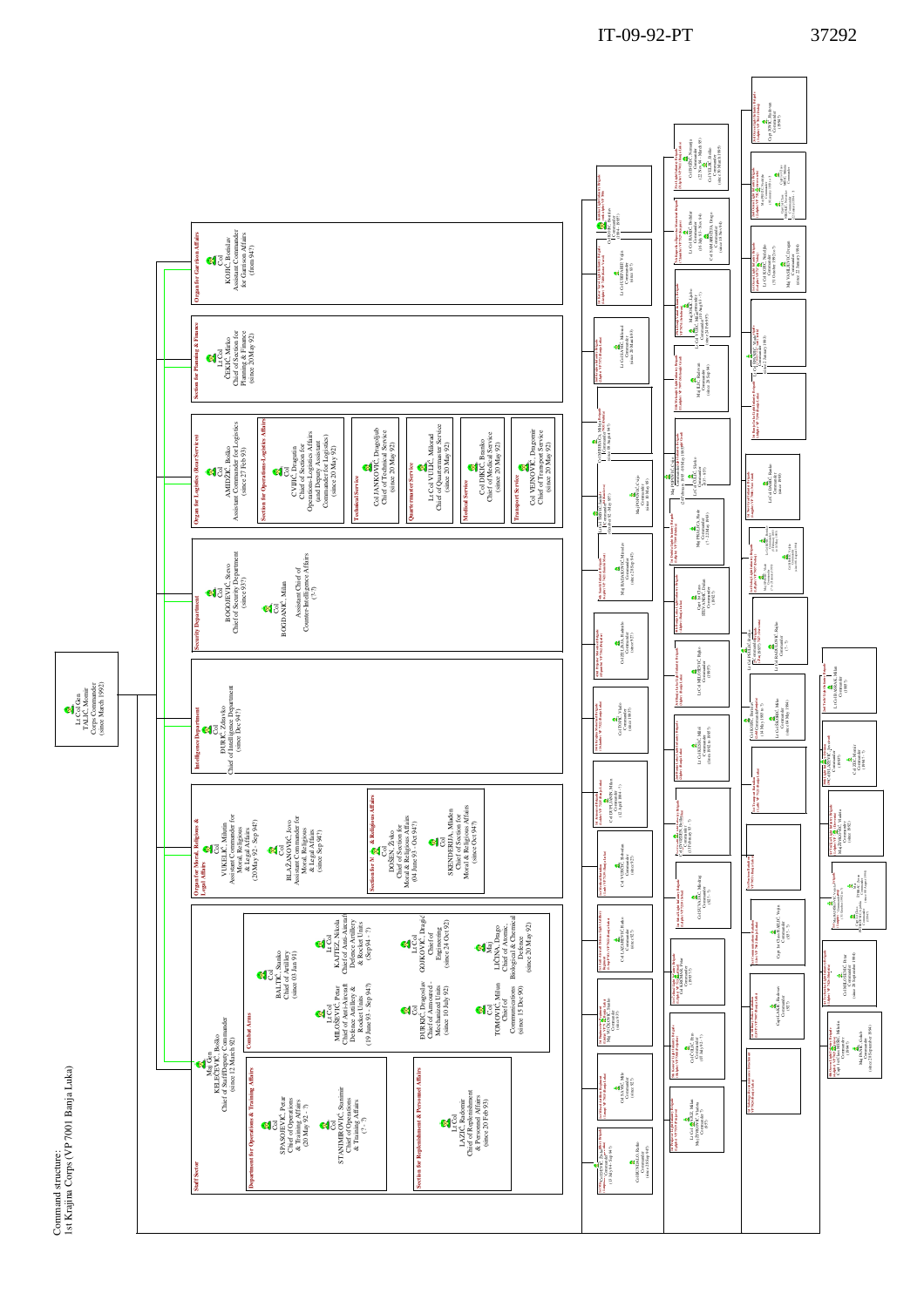# Command structure: 1st Krajina Corps (VP 7001 Banja Luka)

**Lt Col Gen TALIĆ, Momir** – Corps Commander (since March 1992)

## Staff Sector

**Maj Gen KELEČEVIĆ, Boško** – Chief of Staff/Deputy Commander (since 12 March 92)

### Department for Operations & Training Affairs

- Col SPASOJEVIĆ, Petar – Chief of Operations & Training Affairs (20 May 92 – ?)
- Col STANIMIROVIĆ, Stanimir – Chief of Operations & Training Affairs (? – ?)

### Section for Replenishment & Personnel Affairs

- Lt Col LAZIĆ, Radomir – Chief of Replenishment & Personnel Affairs (since 20 Feb 93)

### Combat Arms

- Col BALTIĆ, Stanko – Chief of Artillery (since 03 Jun 91)
- Lt Col KAJTEZ, Nikola – Chief of Anti-Aircraft Defence Artillery & Rocket Units (Sep 94 – ?)
- Lt Col MILOŠEVIĆ, Petar – Chief of Anti-Aircraft Defence Artillery & Rocket Units (19 June 93 – Sep 94?)
- Lt Col GOJKOVIĆ, Dragić – Chief of Engineering (since 24 Oct 92)
- Col ĐURKIĆ, Dragoslav – Chief of Armoured – Mechanized Units (since 10 July 92)
- Maj LIČINA, Drago – Chief of Atomic-, Biological & Chemical Defence (since 20 May 92)
- Col TOMOVIĆ, Milan – Chief of Communications (since 15 Dec 90)

## Organ for Moral, Religious & Legal Affairs

- Col VUKELIĆ, Milutin – Assistant Commander for Moral, Religious & Legal Affairs (20 May 92 – Sep 94?)
- Col BLAŽANOVIĆ, Jovo – Assistant Commander for Moral, Religious & Legal Affairs (since Sep 94?)

### Section for Moral & Religious Affairs

- Col DOSEN, Živko – Chief of Section for Moral & Religious Affairs (04 June 93 – Oct 94?)
- Col SKENDERIJA, Mladen – Chief of Section for Moral & Religious Affairs (since Oct 94?)

## Intelligence Department

- Col ĐURIĆ, Zdravko – Chief of Intelligence Department (since Dec 94?)

## Security Department

- Col BOGOJEVIĆ, Stevo – Chief of Security Department (since 93?)
- Col BOGDANIĆ, Milan – Assistant Chief of Counter-Intelligence Affairs (? – ?)

## Organ for Logistics (Rear Services)

- Col AMIDŽIĆ, Boško – Assistant Commander for Logistics (since 27 Feb 93)

### Section for Operations-Logistics Affairs

- Col CVIJIĆ, Dragutin – Chief of Section for Operations-Logistics Affairs (and Deputy Assistant Commander for Logistics) (since 20 May 92)

### Technical Service

- Col JANKOVIĆ, Dragoljub – Chief of Technical Service (since 20 May 92)

### Quartermaster Service

- Lt Col VUJIĆ, Miloread – Chief of Quartermaster Service (since 20 May 92)

### Medical Service

- Col DIKIĆ, Branko – Chief of Medical Service (since 20 May 92)

### Transport Service

- Col VEJNOVIĆ, Dragomir – Chief of Transport Service (since 20 May 92)

## Section for Planning & Finance

- Lt Col ĆEKIĆ, Mirko – Chief of Section for Planning & Finance (since 20 May 92)

## Organ for Garrison Affairs

- Col KOJIĆ, Bogdan – Assistant Commander for Garrison Affairs (from 94?)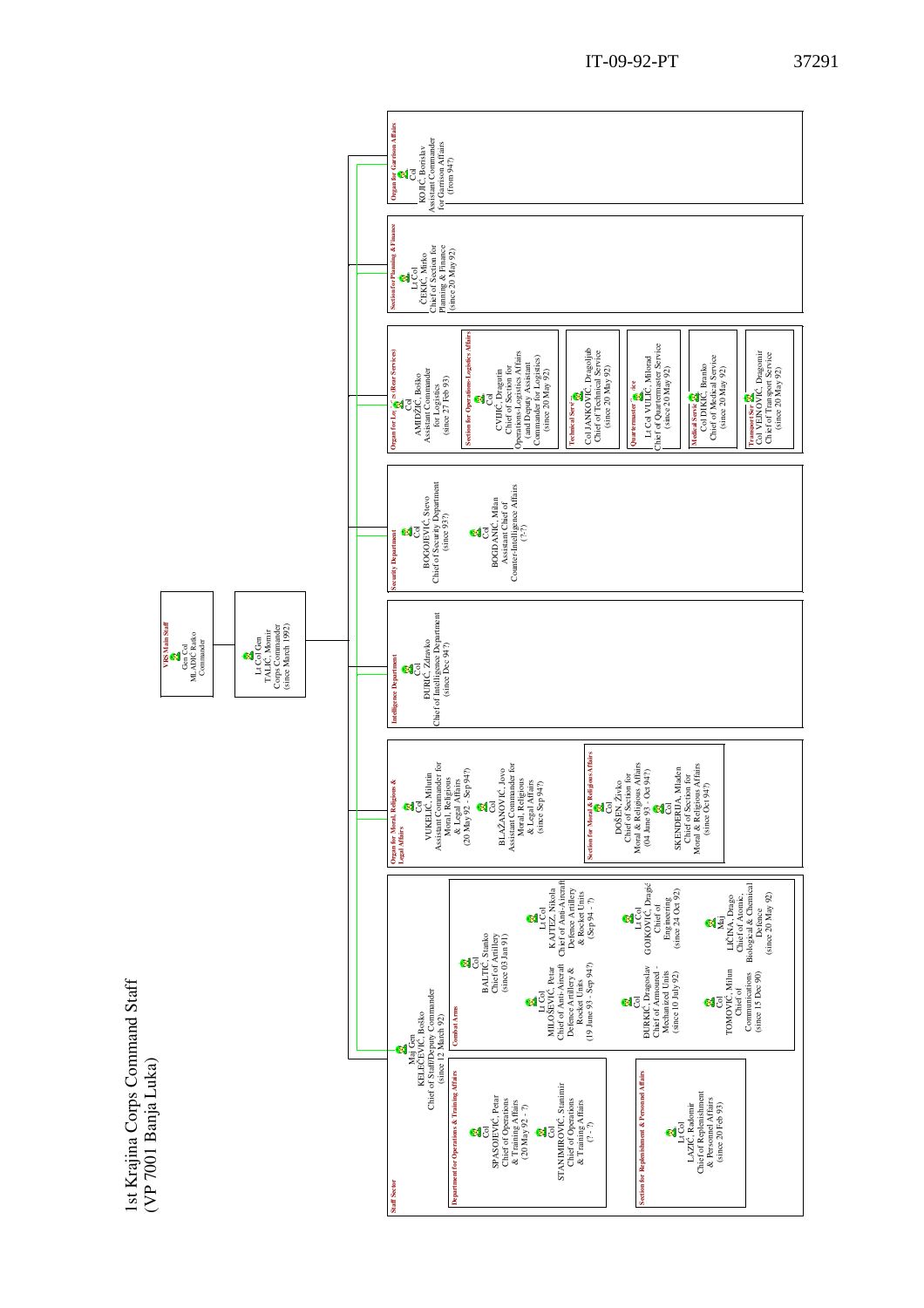# 1st Krajina Corps Command Staff
# (VP 7001 Banja Luka)

**VRS Main Staff**
Gen Col
MLADIĆ, Ratko
Commander

Lt Col Gen
TALIĆ, Momir
Corps Commander
(since March 1992)

## Staff Sector

Maj Gen
KELEČEVIĆ, Boško
Chief of Staff/Deputy Commander
(since 12 March 92)

### Department for Operations & Training Affairs

Col
SPASOJEVIĆ, Petar
Chief of Operations & Training Affairs
(20 May 92 - ?)

Col
STANIMIROVIĆ, Stanimir
Chief of Operations & Training Affairs
(? - ?)

### Section for Replenishment & Personnel Affairs

Lt Col
LAZIĆ, Radomir
Chief of Replenishment & Personnel Affairs
(since 20 Feb 93)

### Combat Arms

Col
BALTIĆ, Stanko
Chief of Artillery
(since 03 Jan 91)

Lt Col
MILOŠEVIĆ, Petar
Chief of Anti-Aircraft Defence Artillery & Rocket Units
(19 June 93 - Sep 94?)

Lt Col
KAJTEZ, Nikola
Chief of Anti-Aircraft Defence Artillery & Rocket Units
(Sep 94 - ?)

Col
ĐURKIĆ, Dragoslav
Chief of Armoured - Mechanized Units
(since 10 July 92)

Lt Col
GOJKOVIĆ, Dragić
Chief of Engineering
(since 24 Oct 92)

Col
TOMOVIĆ, Milan
Chief of Communications
(since 15 Dec 90)

Maj
LIČINA, Drago
Chief of Atomic, Biological & Chemical Defence
(since 20 May 92)

## Organ for Moral, Religious & Legal Affairs

Col
VUKELIĆ, Milutin
Assistant Commander for Moral, Religious & Legal Affairs
(20 May 92 - Sep 94?)

Col
BLAŽANOVIĆ, Jovo
Assistant Commander for Moral, Religious & Legal Affairs
(since Sep 94?)

### Section for Moral & Religious Affairs

Col
DOŠEN, Živko
Chief of Section for Moral & Religious Affairs
(04 June 93 - Oct 94?)

Col
SKENDERIJA, Mladen
Chief of Section for Moral & Religious Affairs
(since Oct 94?)

## Intelligence Department

Col
ĐURIĆ, Zdravko
Chief of Intelligence Department
(since Dec 94?)

## Security Department

Col
BOGOJEVIĆ, Stevo
Chief of Security Department
(since 93?)

Col
BOGDANIĆ, Milan
Assistant Chief of Counter-Intelligence Affairs
(? - ?)

## Organ for Logistics (Rear Services)

Col
AMIDŽIĆ, Boško
Assistant Commander for Logistics
(since 27 Feb 93)

### Section for Operations-Logistics Affairs

Col
CVIJIĆ, Dragutin
Chief of Section for Operations-Logistics Affairs (and Deputy Assistant Commander for Logistics)
(since 20 May 92)

### Technical Service

Col JANKOVIĆ, Dragoljub
Chief of Technical Service
(since 20 May 92)

### Quartermaster Service

Lt Col VULIĆ, Milorad
Chief of Quartermaster Service
(since 20 May 92)

### Medical Service

Col DIKIĆ, Branko
Chief of Medical Service
(since 20 May 92)

### Transport Service

Col VEJNOVIĆ, Dragomir
Chief of Transport Service
(since 20 May 92)

## Section for Planning & Finance

Lt Col
ČEKIĆ, Mirko
Chief of Section for Planning & Finance
(since 20 May 92)

## Organ for Garrison Affairs

Col
KOJIĆ, Borislav
Assistant Commander for Garrison Affairs
(from 94?)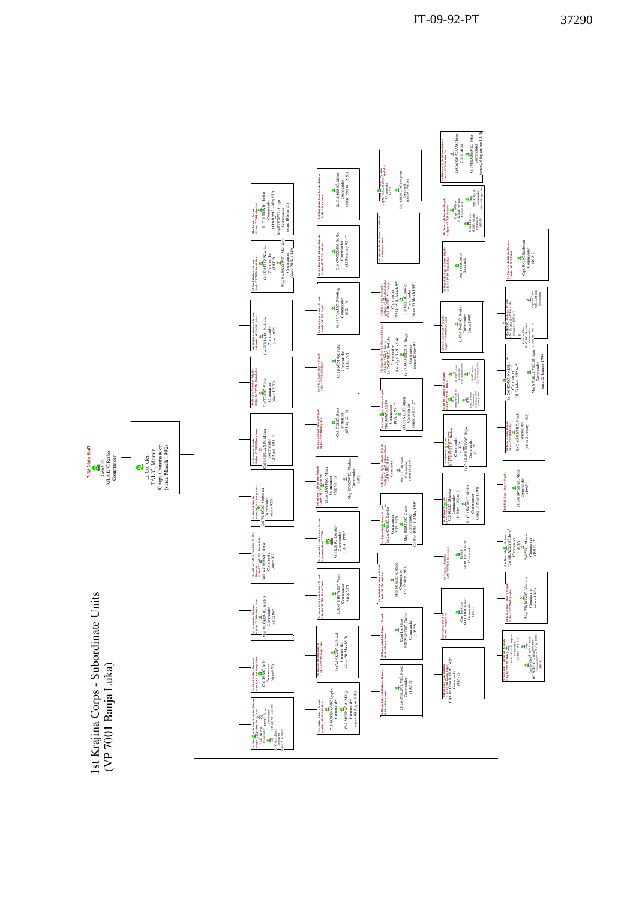# 1st Krajina Corps - Subordinate Units
# (VP 7001 Banja Luka)

**VRS Main Staff**
Gen Col MLADIĆ Ratko
Commander

Lt Col Gen TALIĆ Momir
Corps Commander
(since March 1992)

---

**2nd Krajina Light Infantry Brigade**
Lt Col TRIVIĆ Jarko
Commander
(October 92 - May 95?)
Maj POPOVIĆ Cvijo
Commander
(since 10 May 95)

**6th Krajina Light Infantry Brigade**
Col KAJTEZ Nikola
Commander
(1993?)
Maj RADAKOVIĆ Miroslav
Commander
(since 28 Sep 94?)

Col ZELJAJA Radmilo
Commander
(since 92?)

Col TOPIĆ Vlado
Commander
(since 1993?)

Col DRLJAČA Milan
Commander
(12 April 1994 - ?)

Col VIJORIĆ Slobodan
Commander
(since 92?)

Col LAZAREVIĆ Ranko
Commander
(since 92?)

Maj VEJNOVIĆ Stanko
Commander
(since 93?)

Col SAVIĆ Milo
Commander
(since 92?)

Lt Col ... Commander (31 July 94 - Sep 94?)

---

Lt Col KESIĆ Milan
Commander
(from 1992 to 1993?)

Col GVOZDEN Boško
Commander
(13 February 93 - ?)

Col STUPAR Miodrag
Commander
(92? - ?)

Col KRČMAR Petar
Commander
(1993?-?)

Col ČOLIĆ Pero
Commander
(07 July 92 - ?)

Lt Col JANJIĆ Milan
Commander
(Sep 92 - ?)
Maj ŽIVKOVIĆ Vladeta
Commander
(95?)

Col KOJIĆ Branislav
Commander
(1994 - 1995?)

LtCol UBIPARIP Vojin
Commander
(since 93?)

Lt Col SAVIĆ Miomir
Commander
(since 28 March 93)

Col BORENOVIĆ Ljubo
Commander
Col MIŠKIĆ Milenko
Commander
(since 08 August 94?)

---

Capt 1st Class SIMIĆ ...
Commander
(95?)
Maj JEREMIĆ Dragomir
Commander
(since ...)

Col BOŽIĆ Nemanja
Commander
(22 Nov 91 - March 95)
Col VELJIĆ Božo
Commander
(since 30 March 1995)

Lt Col ...RAKIĆ Božidar
Commander
(16 July 93 - Nov 94)
Col SAMARDŽIJA Drago
Commander
(since 18 Nov 94)

Maj ... Ljubo
Commander
(10 May 93 - ?)
Lt Col VUJIĆ Milan
Commander
(since 24 Feb 95?)

Capt 1st Class ... Petar
Commander
Maj ILIĆ Radovan
Commander
(since 23 Sep 94)

Lt Col ČULIĆ Slavko
Commander
(93?)
Maj POPOVIĆ Cvijo
Commander
(24 Feb 1995 - 09 May 1995)

Maj PRAŠČA Rade
Commander
(? - 22 May 1993)

Capt 1st Class STEVANDIĆ Dušan
Commander
(1992?)

Lt Col MILOSEVIĆ Rajko
Commander
(1993?)

---

Lt Col GRAOVAC Jovo
Commander
Col MILOŠEVIĆ Petar
Commander
(since 28 September 1994)

Maj TODIĆ Stevo
Commander

Lt Col DAKIĆ Ranko
Commander
(since 1993)

Lt Col PERUČIĆ Boško
Commander
(1993)
Lt Col RADULOVIĆ Rajko
Commander
(? - ?)

Col KOJIĆ Branko
Commander
(14 May 1993 to ?)
Lt Col ŠKORIĆ Milan
Commander
(since 01 May 1994)

Lt Col MITROVIĆ Stanimir
Commander

Capt 1st Class MILOVANOVIĆ Ranko
Commander
(1993?)

Capt 1st Class RAJLIĆ Vojin
Commander
(93? - ?)

---

Capt JOVIĆ Radovan
Commander
(1994?)

Lt Col KOJIĆ Nedeljko
Commander
(31 October 1992 to ?)
Maj VASILJEVIĆ Dragan
Commander
(since 22 January 1994)

Lt Col SPASOJEVIĆ Vlado
Commander
(since 2 January 1993)

Lt Col BASARA Milan
Commander
(1993?)

Col BLAŽEVIĆ Jovo
Commander
(1993?)
Col ZEĆ Momir
Commander
(1994? - ?)

Maj ŽIVKOVIĆ Vladeta
Commander
(since 1992)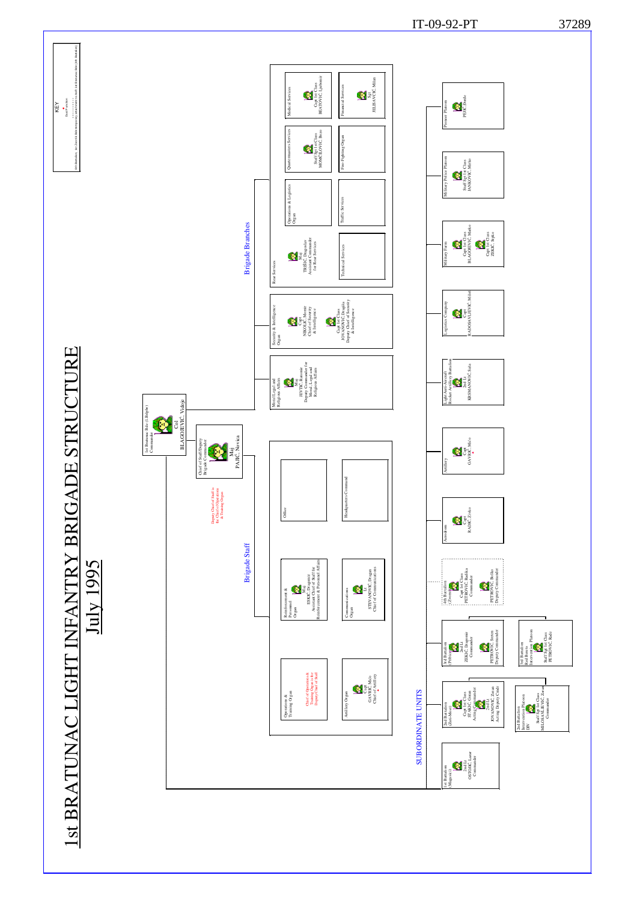# 1st BRATUNAC LIGHT INFANTRY BRIGADE STRUCTURE

## July 1995

KEY

Death/Casualties

4th Battalion – 1st Zvornik Brigade temporary attachment to 4th 1st Bratunac Brig (4th Bratunac)

1st Bratunac Bde (1.Brlpbr) Commander
Col
BLAGOJEVIĆ, Vidoje

Chief of Staff/Deputy Brigade Commander
Maj
PAJIĆ, Novica

Deputy Chief of Staff is the Chief of Operations & Training Organ

### Brigade Staff

- Operations & Training Organ
  - Chief of Operations & Training Organ is the Deputy Chief of Staff
- Artillery Organ
  - Capt GAVRIĆ, Mićo, Chief of Artillery
- Reinforcement & Personnel Organ
  - Maj ESKIĆ, Dragomir, Assistant Chief of Staff for Reinforcement & Personnel Affairs
- Communications Organ
  - Lt STEVANOVIĆ, Dragan, Chief of Communications
- Office
- Headquarters Command

### Brigade Branches

- Moral Legal and Religious Affairs
  - Maj JEVTIĆ, Ratomir, Deputy Commander for Moral Legal and Religious Affairs
- Security & Intelligence Organ
  - Capt NIKOLIĆ, Momir, Chief of Security & Intelligence
  - Capt 1st Class JOVANOVIĆ, Dragiša, Deputy Chief of Security & Intelligence
- Rear Services
  - Maj TRIŠIĆ, Dragoslav, Assistant Commander for Rear Services
  - Operations & Logistics Organ
  - Quartermasters Services
    - Staff Sgt 1st Class MOMČILOVIĆ, Božo
  - Medical Services
    - Capt 1st Class BEATOVIĆ, Ljubomir
  - Technical Services
  - Traffic Services
  - Fire Fighting Organ
  - Financial Services
    - Sgt JELISAVČIĆ, Milan

### SUBORDINATE UNITS

- 1st Battalion (Magašići)
  - 2nd Lt OSTOJIĆ, Lazar, Commander
- 2nd Battalion (Zuti-Most)
  - Capt 1st Class STANOJIĆ, Goran, Acting Commander
  - 2nd Lt JOVANOVIĆ, Zoran, Acting Deputy Cmdr
  - 2nd Battalion Intervention Platoon (IP)
    - Staff Sgt 1st Class MILOSAVLJEVIĆ, Zoran, Commander
- 3rd Battalion (Pribićevac)
  - 2nd Lt ZEKIĆ, Dragomir, Commander
  - PETROVIĆ, Stevan, Deputy Commander
  - 3rd Battalion Red Berets Intervention Platoon
    - Staff Sgt 1st Class PETROVIĆ, Rade
- 4th Battalion (Zvornik)
  - Capt 1st Class PETROVIĆ, Radika, Commander
  - PETROVIĆ, Boško, Deputy Commander
- Aerodrom
  - Capt RADIĆ, Zoćko
- Artillery
  - Capt GAVRIĆ, Mićo
- Light Anti-Aircraft Rocket Artillery Battalion
  - 2nd Lt KRSMANOVIĆ, Saša
- Logistics Company
  - Capt RADOSAVLJEVIĆ, Milan
- Military Farm
  - Capt 1st Class BLAGOJEVIĆ, Mirko
  - Capt 1st Class ZEKIĆ, Sipko
- Military Police Platoon
  - Staff Sgt 1st Class JANKOVIĆ, Mirko
- Pioneer Platoon
  - PEJIĆ, Đorđe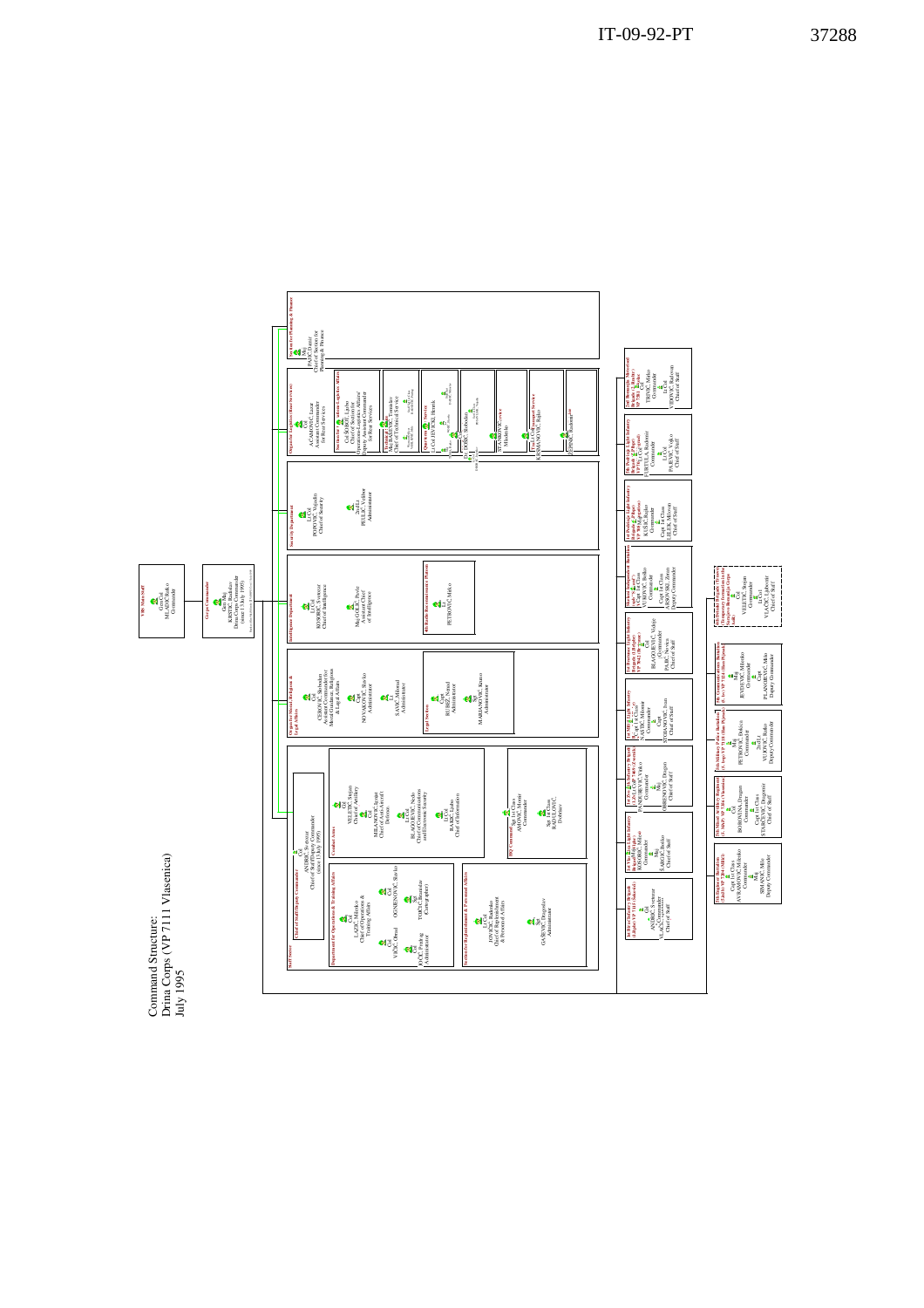# Command Structure:
# Drina Corps (VP 7111 Vlasenica)
# July 1995

**VRS Main Staff**
Gen Col
MLADIĆ, Ratko
Commander

**Corps Commander**
Gen Maj
KRSTIĆ, Radislav
Drina Corps Commander
(since 13 July 1995)

**Staff Sector**

**Chief of Staff/Deputy Commander**
Col
ANDRIĆ, Svetozar
Chief of Staff/Deputy Commander
(since 15 July 1995)

**Department for Operations & Training Affairs**
- Col LAZIĆ, Milenko — Chief of Operations & Training Affairs
- Col OGNJENOVIĆ, Slavko
- Col VIDIĆ, Obrad
- Sgt TODIĆ, Branislav — Cartographer
- KOČIĆ, Predrag — Administrator

**Combat Arms**
- Col VELETIĆ, Stojan — Chief of Artillery
- Lt Col MILANOVIĆ, Stojan — Chief of Anti-Aircraft Defense
- Lt Col BLAGOJEVIĆ, Nedo — Chief of Communications and Electronic Security
- Lt Col BAJIĆ, Ljubo — Chief of Information

**Section for Replenishment & Personnel Affairs**
- Lt Col JOVIČIĆ, Radoslav — Chief of Replenishment & Personnel Affairs
- Sgt GAJIĆ, Dragoslav — Administrator

**HQ Command**
- Sgt 1st Class AMIDŽIĆ, Momir — Commander
- Sgt 1st Class RADULOVIĆ, Dobrisav

**Organ for Moral, Religious & Legal Affairs**
- Col CEROVIĆ, Slobodan — Assistant Commander for Moral Guidance, Religious & Legal Affairs
- Capt NOVAKOVIĆ, Slavko — Administrator
- Lt SAVIĆ, Milorad — Administrator

**Legal Section**
- Capt BUBREG, Nenad — Administrator
- Sgt MARJANOVIĆ, Ratko — Administrator

**Intelligence Department**
- Lt Col KOSORIĆ, Svetozar — Chief of Intelligence
- Maj GOLIĆ, Pavle — Assistant Chief of Intelligence

**Drina Corps Reconnaissance Platoon**
- Lt PETROVIĆ, Milko

**Security Department**
- Lt Col POPOVIĆ, Vujadin — Chief of Security
- 2nd Lt PEULIĆ, Velibor — Administrator

**Organ for Logistics/Rear Services**
- Col ACAMOVIĆ, Lazar — Assistant Commander for Rear Services

**Section for Operations/Logistics Affairs**
- Col ŠOBOT, Ljubo — Chief of Section for Operations/Logistics Affairs/Deputy Assistant Commander for Rear Services

**Technical Service**
- Maj RAKIĆ, Tomislav — Chief of Technical Service

**Quartermaster Service**
- Lt Col HUSKIĆ, Hamid

**Medical Service**
- Col DOSIĆ, Slobodan

**Veterinary Service**
- STANIŠIĆ, Miodrag

**Traffic & Transport Service**
- KOSMAJNOVIĆ, Rajko

**Construction Service**
- ŽIVKOVIĆ, Radomir

**Section for Planning & Finance**
- Maj PAJIĆ, Danilo — Chief of Section for Planning & Finance

**1st Bircani Light Infantry Brigade (Zvornik) VP 7111 (Zvornik)**
- Lt Col ANDRIĆ, Svetozar — Commander
- VLAČIĆ, Momčilo — Chief of Staff

**1st Vlasenica Light Infantry Brigade (Vlasenica)**
- KOSORIĆ, Milenko — Commander
- Maj ŠARGIĆ, Borko — Chief of Staff

**1st Zvornik Infantry Brigade VP 7469 (Zvornik)**
- PANDUREVIĆ, Vinko — Commander
- Maj OBRENOVIĆ, Dragan — Chief of Staff

**1st Milići Light Infantry Brigade**
- Capt 1st Class NASTIĆ, Milomir — Commander
- Capt STOJANOVIĆ, Ivan — Chief of Staff

**1st Bratunac Light Infantry Brigade VP 7042 (Bratunac)**
- Col BLAGOJEVIĆ, Vidoje — Commander
- PAJIĆ, Nenad — Chief of Staff

**Skelani Separate Infantry Battalion**
- Capt 1st Class VUKOVIĆ, Radivoj — Commander
- Capt 1st Class ARSOVSKI, Zoran — Deputy Commander

**1st Podrinje Light Infantry Brigade VP 7101 (Rogatica)**
- KUSIĆ, Rajko — Commander
- Capt 1st Class GLUŠAC, Milorad — Chief of Staff

**5th Podrinje Light Infantry Brigade**
- ĆURTIĆ, Radomir — Commander
- Lt Col PAJKOVIĆ, Vojko — Chief of Staff

**2nd Romanija Motorized Brigade**
- TRIVIĆ, Mirko — Commander
- Lt Col VUKOVIĆ, Radomir — Chief of Staff

**5th Engineer Battalion**
- Capt 1st Class AVRAMOVIĆ, Miloslav — Commander
- Maj SIMANIĆ, Milo — Deputy Commander

**5th Mixed Artillery Regiment**
- Col BOROVINA, Dragan — Commander
- Capt 1st Class STANOJEVIĆ, Dragomir — Chief of Staff

**5th Military Police Battalion**
- Maj PETROVIĆ, Dobrica — Commander
- 2nd Lt VUJANOVIĆ, Budo — Deputy Commander

**5th Communications Battalion**
- Maj JEVDJEVIĆ, Milenko — Commander
- Capt PLANOJEVIĆ, Milo — Deputy Commander

**Drina Wolves/Podrinje Detachment (temporary formation)**
- VELETIĆ, Stojan — Commander
- Lt Col VLAOVIĆ, Lazo — Chief of Staff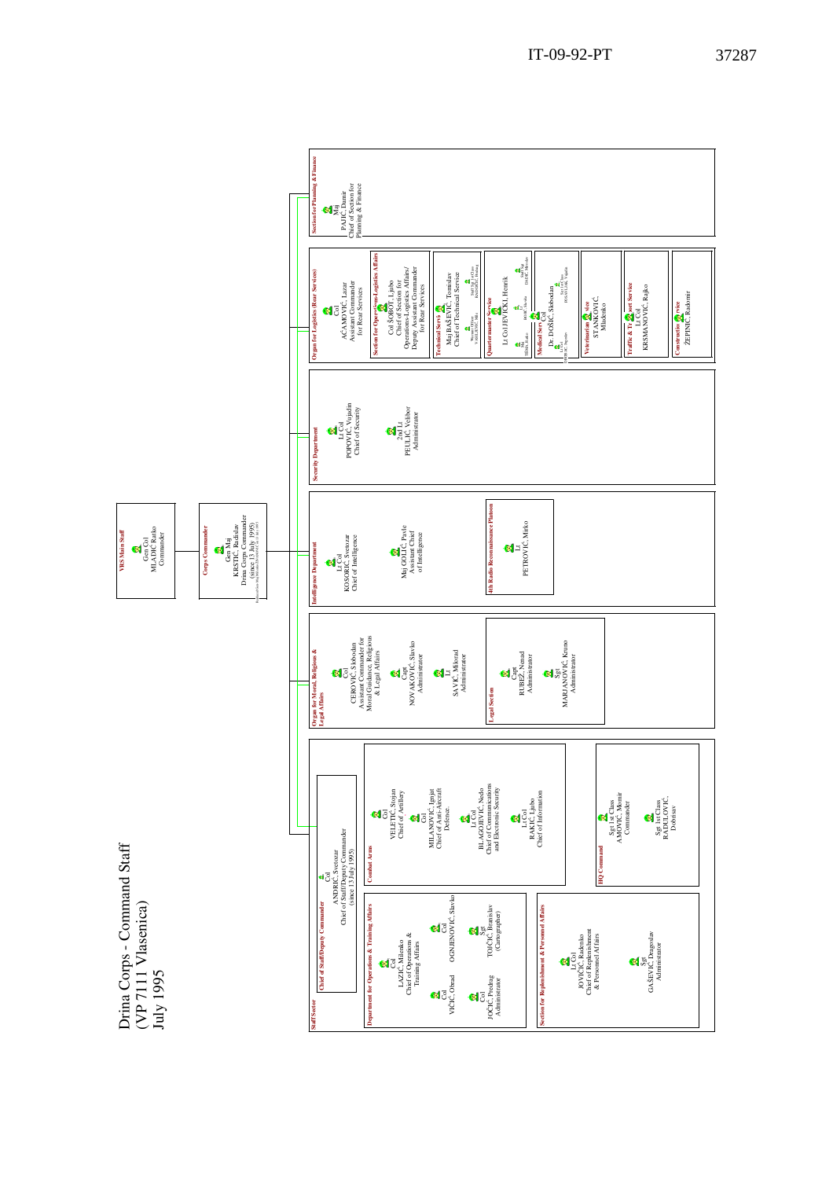# Drina Corps - Command Staff
(VP 7111 Vlasenica)
July 1995

**VRS Main Staff**
Gen Col
MLADIĆ, Ratko
Commander

**Corps Commander**
Gen Maj
KRSTIĆ, Radislav
Drina Corps Commander
(since 13 July 1995)

## Staff Sector

**Chief of Staff/Deputy Commander**
Col
ANDRIĆ, Svetozar
Chief of Staff/Deputy Commander
(since 13 July 1995)

**Department for Operations & Training Affairs**
- Col LAZIĆ, Milenko — Chief of Operations & Training Affairs
- Col OGNJENOVIĆ, Slavko
- Col VIČIĆ, Obrad
- Sgt TOJČIĆ, Branislav (Cartographer)
- Col JOČIĆ, Predrag — Administrator

**Section for Replenishment & Personnel Affairs**
- Lt Col JOVIČIĆ, Radenko — Chief of Replenishment & Personnel Affairs
- Sgt GAŠEVIĆ, Dragoslav — Administrator

**Combat Arms**
- Col VELETIĆ, Stojan — Chief of Artillery
- Col MILANOVIĆ, Ignjat — Chief of Anti-Aircraft Defence
- Lt Col BLAGOJEVIĆ, Nedo — Chief of Communications and Electronic Security
- Lt Col RAKIĆ, Ljubo — Chief of Information

**HQ Command**
- Sgt 1st Class AMOVIĆ, Momir — Commander
- Sgt 1st Class RADULOVIĆ, Dobrisav

## Organ for Moral, Religious & Legal Affairs
- Col CEROVIĆ, Slobodan — Assistant Commander for Moral Guidance, Religious & Legal Affairs
- Capt NOVAKOVIĆ, Slavko — Administrator
- Lt SAVIĆ, Milorad — Administrator

**Legal Section**
- Capt RUBEŽ, Nenad — Administrator
- Sgt MARJANOVIĆ, Krsmo — Administrator

## Intelligence Department
- Lt Col KOSORIĆ, Svetozar — Chief of Intelligence
- Maj GOLIĆ, Pavle — Assistant Chief of Intelligence

**4th Radio Reconnaissance Platoon**
- Lt PETROVIĆ, Mirko

## Security Department
- Lt Col POPOVIĆ, Vujadin — Chief of Security
- 2nd Lt PEULIĆ, Velibor — Administrator

## Organ for Logistics (Rear Services)
- Col AĆAMOVIĆ, Lazar — Assistant Commander for Rear Services

**Section for Operational Logistics Affairs**
- Col ŠOBOT, Ljubo — Chief of Section for Operational Logistics Affairs/ Deputy Assistant Commander for Rear Services

**Technical Service**
- Maj BAŠEVIĆ, Tomislav — Chief of Technical Service

**Quartermaster Service**
- Lt Col LJEVICKI, Henrik

**Medical Service**
- Col Dr. DOŠIĆ, Slobodan

**Veterinarian Service**
- STANKOVIĆ, Miodrag

**Traffic & Transport Service**
- Lt Col KRSMANOVIĆ, Rajko

**Construction Service**
- ŽEPINIĆ, Radomir

## Section for Planning & Finance
- Maj PAJIĆ, Damir — Chief of Section for Planning & Finance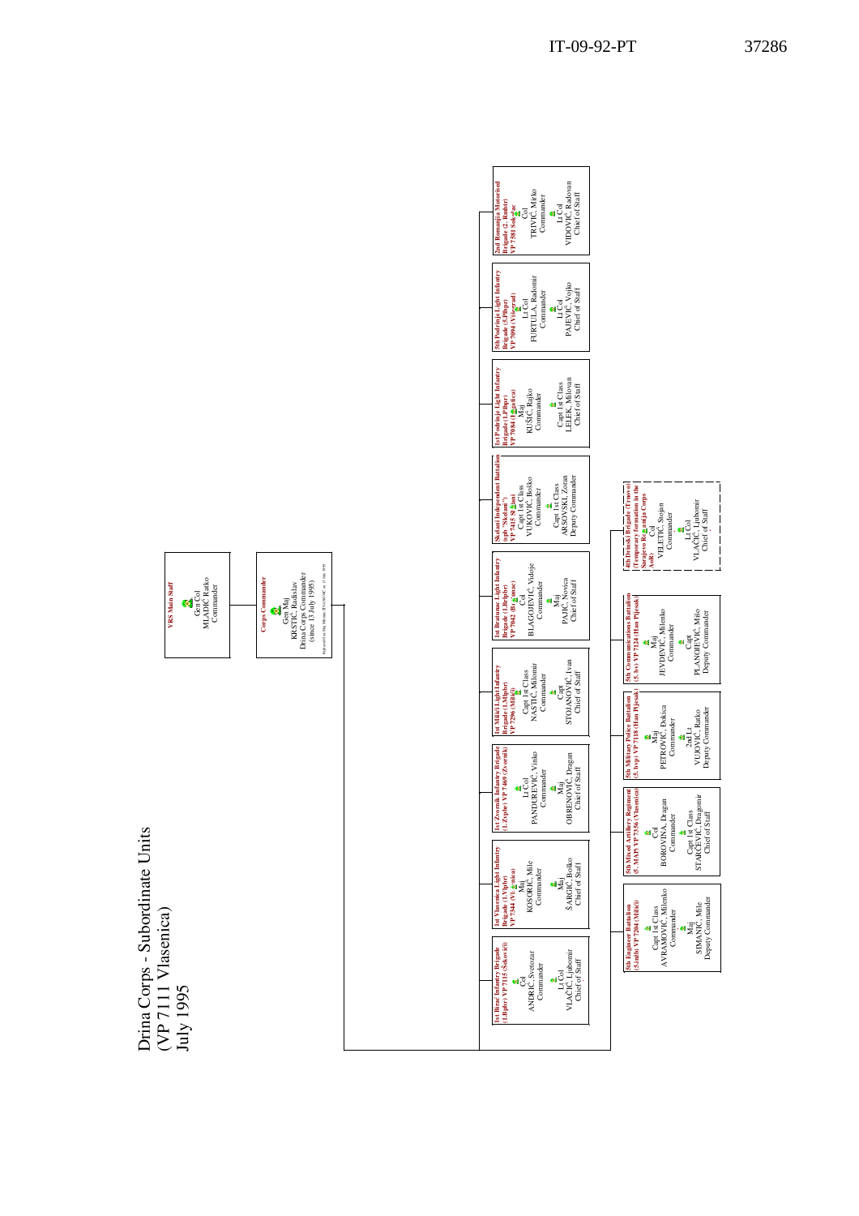# Drina Corps - Subordinate Units
## (VP 7111 Vlasenica)
## July 1995

**VRS Main Staff**
Gen Col
MLADIĆ Ratko
Commander

**Corps Commander**
Gen Maj
KRSTIĆ Radislav
Drina Corps Commander
(since 13 July 1995)

**1st Birać Infantry Brigade (1.Bpbr) VP 7115 (Šekovići)**
Col
ANDRIĆ Svetozar
Commander
Lt Col
VLAČIĆ Ljubomir
Chief of Staff

**1st Vlasenica Light Infantry Brigade (1.Vlpbr) VP 7344 (Vlasenica)**
Maj
KOSORIĆ Mile
Commander
Maj
ŠARGIĆ Boško
Chief of Staff

**1st Zvornik Infantry Brigade (1.Zvpbr) VP 7469 (Zvornik)**
Lt Col
PANDUREVIĆ Vinko
Commander
Maj
OBRENOVIĆ Dragan
Chief of Staff

**1st Milići Light Infantry Brigade (1.Mlpbr) VP 7296 (Milići)**
Capt 1st Class
NASTIĆ Milomir
Commander
Capt
STOJANOVIĆ Ivan
Chief of Staff

**1st Bratunac Light Infantry Brigade (1.Brlpbr) VP 7042 (Bratunac)**
Col
BLAGOJEVIĆ Vidoje
Commander
Maj
PAJIĆ Novica
Chief of Staff

**Skelani Independent Battalion (spb "Skelani") VP 7415 Skelani**
Capt 1st Class
VUKOVIĆ Boško
Commander
Capt 1st Class
ARSOVSKI Zoran
Deputy Commander

**1st Podrinje Light Infantry Brigade (1.Plbpr) VP 7084 (Rogatica)**
Maj
KUŠIĆ Rajko
Commander
Capt 1st Class
LELEK Milovan
Chief of Staff

**5th Podrinje Light Infantry Brigade (5.Plbpr) VP 7094 (Višegrad)**
Lt Col
FURTULA Radomir
Commander
Lt Col
PAJEVIĆ Vojko
Chief of Staff

**2nd Romanija Motorised Brigade (2. Rmbr) VP 7581 Sokolac**
Col
TRIVIĆ Mirko
Commander
Lt Col
VIDOVIĆ Radovan
Chief of Staff

**5th Engineer Battalion (5.inžb) VP 7204 (Milići)**
Capt 1st Class
AVRAMOVIĆ Milenko
Commander
Maj
SIMANIĆ Mile
Deputy Commander

**5th Mixed Artillery Regiment (5. MAP) VP 7356 (Vlasenica)**
Col
BOROVINA Dragan
Commander
Capt 1st Class
STARČEVIĆ Dragomir
Chief of Staff

**5th Military Police Battalion (5. bvp) VP 7118 (Han Pijesak)**
Maj
PETROVIĆ Dokica
Commander
2nd Lt
VUJOVIĆ Ratko
Deputy Commander

**5th Communications Battalion (5. bv) VP 7124 (Han Pijesak)**
Maj
JEVDJEVIĆ Milenko
Commander
Capt
PLANOJEVIĆ Mišo
Deputy Commander

**4th Drinski Brigade (Trnovo) (Temporary formation in the Sarajevo Romanija Corps AoR)**
Col
VELETIĆ Stojan
Commander
Lt Col
VLAČIĆ Ljubomir
Chief of Staff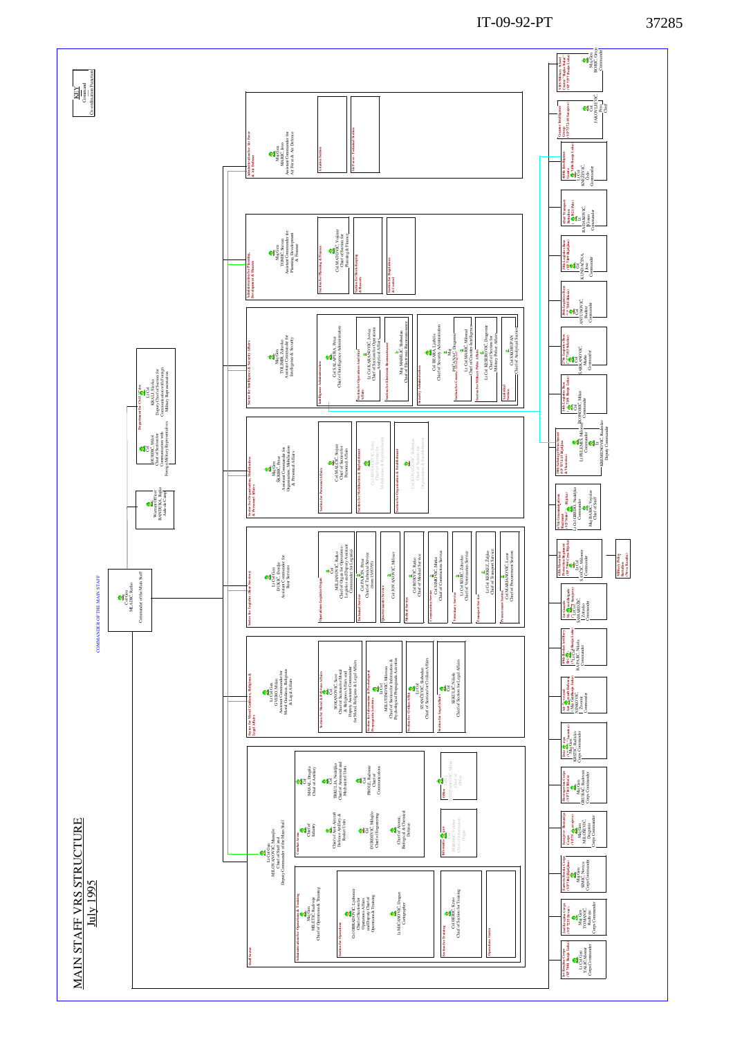# MAIN STAFF VRS STRUCTURE

## July 1995

**KEY**
- Command
- Co-ordination Function

COMMANDER OF THE MAIN STAFF

Gen. MLADIĆ, Ratko
Commander of the Main Staff

Warrant Officer BANDUKA, Rajko
Aide-de-Camp

**Department for Civil Affairs**
- Col ĐURĐIĆ, Milos — Chief of Section for Communication with Foreign Military Representatives
- Lt Col KRALJ, Slavko — Deputy Chief of Section for Communication with Foreign Military Representation

### Staff Sector
Lt Gen MILOVANOVIĆ, Manojlo
Chief of Staff and Deputy Commander of the Main Staff

**Administration for Operations & Training**
Maj Gen MILETIĆ, Radivoje — Chief of Operations & Training

- **Section for Operations**
  - Col OBRADOVIĆ, Ljubomir — Chief of Section for Operations Affairs and Deputy Chief of Operations & Training
  - Lt MILOŠEVIĆ, Dragan — Cartographer
- **Section for Training**
  - Col ĐERIĆ, Krsto — Chief of Section for Training
- **Operations Centre**

**Combat Arms**
- Chief of Infantry
- Col MASAL, Draglia — Chief of Artillery
- Chief of Anti-Aircraft Defence Artillery & Rocket Units
- TRKULJA, Nedeljko — Chief of Armoured and Mechanised Units
- Col DMIČEVIĆ, Mihajlo — Chief of Engineering
- Col PRODIĆ, Radomir — Chief of Communications
- Chief of Atomic, Biological & Chemical Defence

**Informatics Section**

**Office**

### Sector for Moral Guidance, Religious & Legal Affairs
Lt Col Gen GVERO, Milan
Assistant Commander for Moral Guidance, Religious & Legal Affairs

- **Section for Moral Guidance Affairs** — Col SOKANOVIĆ, Savo — Chief of Section for Moral & Religious Affairs and Deputy Assistant Commander for Moral Guidance & Legal Affairs
- **Section for Information & Psychological Propaganda Activities** — Lt Col MILUTINOVIĆ, Milovan — Chief of Section for Information & Psychological Propaganda Activities
- **Section for Civilian Affairs** — Col STANČEVIĆ, Slobodan — Chief of Section for Civilian Affairs
- **Section for Legal Affairs** — Col SEKULIĆ, Nikola — Chief of Section for Legal Affairs

### Sector for Logistics (Rear Services)
Lt Col Gen ĐUKIĆ, Đorđe
Assistant Commander for Rear Services

- **Operations Logistics Organ** — Col MILANOVIĆ, Radko — Chief of Organ for Operations Logistics and Deputy Assistant Commander for Logistics
- **Technical Service** — Col PAJKIĆ, Petar — Chief of Technical Service (from 15/07/95)
- **Quartermaster Service** — Col JOVANOVIĆ, Milisav
- **Medical Service** — Col BOKIĆ, Radko — Chief of Medical Service
- **Construction Service** — Col SIMIĆ, Milko — Chief of Construction Service
- **Veterinary Service** — Lt Col RODIĆ, Zdravko — Chief of Veterinary Service
- **Transport Service** — Lt Col KERKEZ, Željko — Chief of Transport Service
- **Procurement Service** — Col MARJANOVIĆ, Lazar — Chief of Procurement Service

### Sector for Organisation, Mobilisation & Personnel Affairs
Maj Gen ŠKRBIĆ, Petar
Assistant Commander for Organisation, Mobilisation & Personnel Affairs

- **Section for Personnel Affairs** — Col MAKSIĆ, Stojan — Chief of Section for Personnel Affairs
- **Section for Mobilisation & Replenishment** — Chief of Section for Mobilisation & Replenishment
- **Section for Organisation & Establishment** — Chief of Section for Organisation & Establishment

### Sector for Intelligence & Security Affairs
Maj Gen TOLIMIR, Zdravko
Assistant Commander for Intelligence & Security

- **Intelligence Administration** — Col SALAPURA, Petar — Chief of Intelligence Administration
  - **Section for Operations Analytical Affairs** — Lt Col KARANOVIĆ, Jovica — Chief of Section for Operations Analytical Affairs
  - **Section for Electronic Reconnaissance** — Maj MAMLIĆ, Slobodan — Chief of Electronic Reconnaissance
- **Security Administration** — Col BEARA, Ljubiša — Chief of Security Administration; Maj PECANAC, Dragomir
  - **Section for Counter-Intelligence** — Lt Col SAMARDŽIĆ, Milorad — Chief of Counter-Intelligence
  - **Section for Military Police Affairs** — Lt Col KESEROVIĆ, Dragomir — Chief of Section for Military Police Affairs
  - **Analytical Section** — Col SURUPAN — Chief of Analytical Section

### Administration for Planning, Development & Finance
Maj Gen ĐUKIĆ, Stevan
Assistant Commander for Planning, Development & Finance

- **Section for Planning & Finance** — Col MATOVIĆ, Vojimir — Chief of Section for Planning & Finance
- **Section for Book-keeping & Records**
- **Section for Regulations & Control**

### Administration for Air Force & Air Defence
Maj Gen MARIĆ, Jovo
Assistant Commander for Air Force & Air Defence

- **Aviation Section**
- **Air Force - Technical Section**

### Subordinate Units

- **1st Krajina Corps** (VP 7098 Banja Luka) — Lt Col Gen TALIĆ, Momir — Corps Commander
- **2nd Krajina Corps** (VP 7120 Drvar) — Maj Gen TOMANIĆ, Radivoje — Corps Commander
- **Eastern Bosnia Corps** (VP 7102 Bijeljina) — Maj Gen SIMIĆ, Novica — Corps Commander
- **Sarajevo-Romanija Corps** (VP 7598 Sarajevo) — Maj Gen MILOŠEVIĆ, Dragomir — Corps Commander
- **Herzegovina Corps** (VP 7 Bileća) — Maj Gen GRUBAČ, Radovan — Corps Commander
- **Drina Corps** (Vlasenica) — Maj Gen KRSTIĆ, Radislav — Corps Commander
- **Air Force and Anti-Aircraft Defence** (VP Banja Luka) — Maj Gen NINKOVIĆ, Živomir — Commander
- **35th Mixed Artillery Regiment** (VP Banja Luka) — Lt Col KAPLAN, Nikola — Commander
- **65th Protection Regiment** — Lt Col SAVČIĆ, Milomir — Commander
- **Military Police Battalion** (Nova Kasaba)
- **10th Sabotage Detachment** (Bijeljina) — Lt Col SAMARDŽIJA, Zdravko — Commander
- **67th Communication Regiment** (VP 7844 Bijeljina) — Lt Col GEROSO, Nebojša — Commander; Maj BABIĆ, Vojislav — Chief of Staff
- **10th Sabotage Detachment** (VP Bijeljina & Vlasenica) — Lt PELEMIŠ, Milorad — Commander; ERDEMOVIĆ, Dražen — Deputy Commander
- **14th Logistics Base** (VP Banja Luka) — Col ROGANOVIĆ, Milan — Commander
- **27th Logistics Base** (VP Sokolac) — Col KARANOVIĆ, Mladen — Commander
- **30th Logistics Base** — Col ANTONOVIĆ, Boshko — Commander
- **35th Logistics Base** (VP Bijeljina) — Col KUSMUK, Jovan — Commander
- **Transport Battalion** (VP Pale) — Lt RADAKOVIĆ, Jovan — Commander
- **410th Intelligence Centre** (VP Banja Luka) — Lt Col KNEŽEVIĆ, Goran — Commander
- **Counter-Intelligence Group** (VP 7 Sarajevo) — Col JAKOVLJEVIĆ, Petar — Chief
- **VRS Military School Centre "Rajko Balać"** (VP Banja Luka) — Maj Gen BOROVIĆ, Gojko — Commandant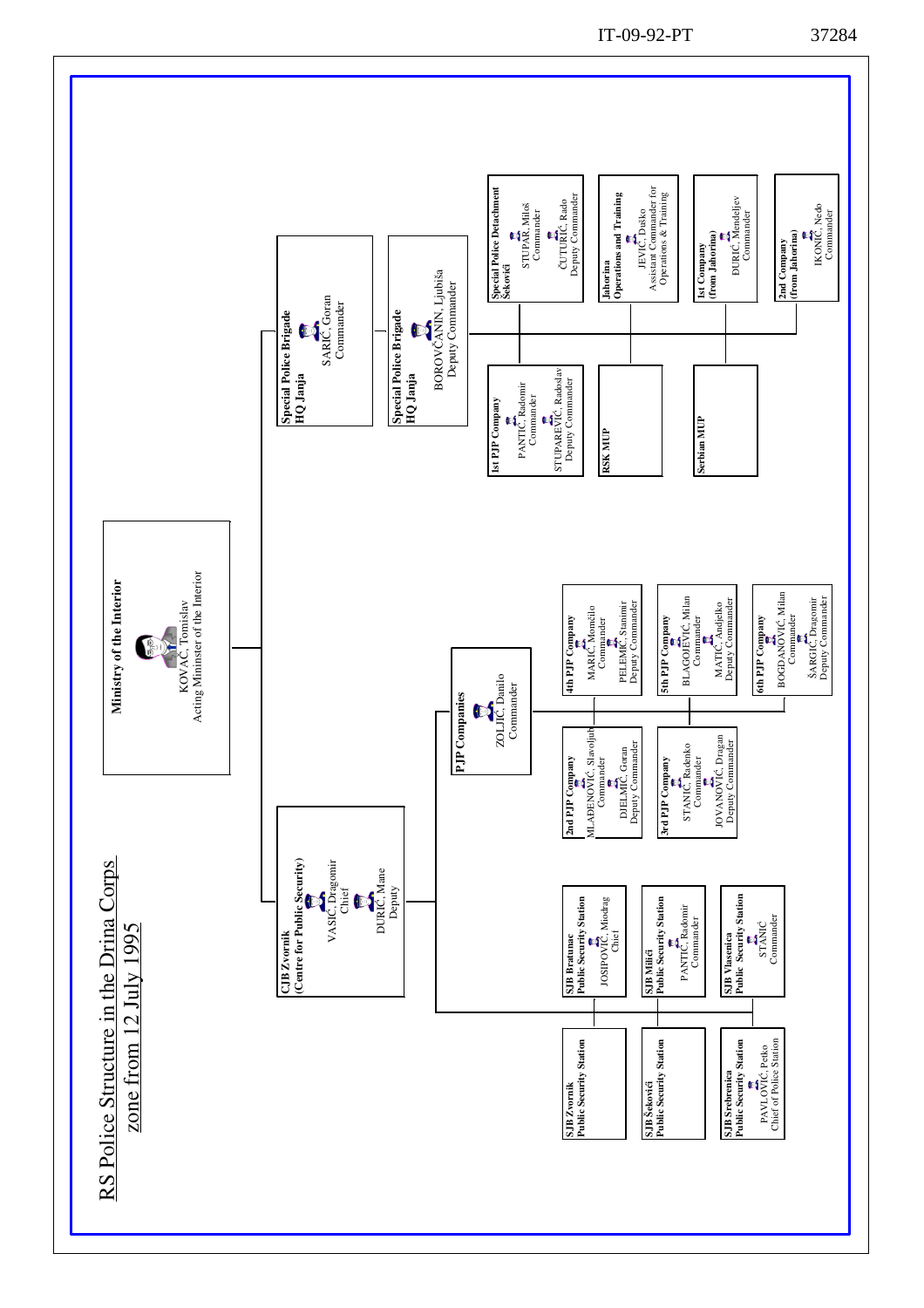# RS Police Structure in the Drina Corps zone from 12 July 1995

**Ministry of the Interior**
KOVAČ, Tomislav
Acting Mininster of the Interior

- **CJB Zvornik (Centre for Public Security)**
  VASIĆ, Dragomir – Chief
  ĐURIĆ, Mane – Deputy
  - **PJP Companies**
    ZOLJIĆ, Danilo – Commander
    - **2nd PJP Company**
      MLAĐENOVIĆ, Slavoljub – Commander
      DJELMIĆ, Goran – Deputy Commander
    - **3rd PJP Company**
      STANIĆ, Radenko – Commander
      JOVANOVIĆ, Dragan – Deputy Commander
    - **4th PJP Company**
      MARIĆ, Momčilo – Commander
      PELEMIŠ, Staninir – Deputy Commander
    - **5th PJP Company**
      BLAGOJEVIĆ, Milan – Commander
      MATIĆ, Andjelko – Deputy Commander
    - **6th PJP Company**
      BOGDANOVIĆ, Milan – Commander
      ŠARGIĆ, Dragomir – Deputy Commander
  - **SJB Zvornik Public Security Station**
  - **SJB Bratunac Public Security Station**
    JOSIPOVIĆ, Miodrag – Chief
  - **SJB Šekovići Public Security Station**
  - **SJB Milići Public Security Station**
    PANTIĆ, Radomir – Commander
  - **SJB Srebrenica Public Security Station**
    PAVLOVIĆ, Petko – Chief of Police Station
  - **SJB Vlasenica Public Security Station**
    STANIĆ – Commander

- **Special Police Brigade HQ Janja**
  SARIĆ, Goran – Commander
- **Special Police Brigade HQ Janja**
  BOROVČANIN, Ljubiša – Deputy Commander
  - **1st PJP Company**
    PANTIĆ, Radomir – Commander
    STUPAREVIĆ, Radoslav – Deputy Commander
  - **Special Police Detachment Šekovići**
    STUPAR, Miloš – Commander
    ČUTURIĆ, Rado – Deputy Commander
  - **RSK MUP**
  - **Jahorina Operations and Training**
    JEVIĆ, Duško – Assistant Commander for Operations & Training
  - **Serbian MUP**
  - **1st Company (from Jahorina)**
    ĐURIĆ, Mendeljev – Commander
  - **2nd Company (from Jahorina)**
    IKONIĆ, Nedo – Commander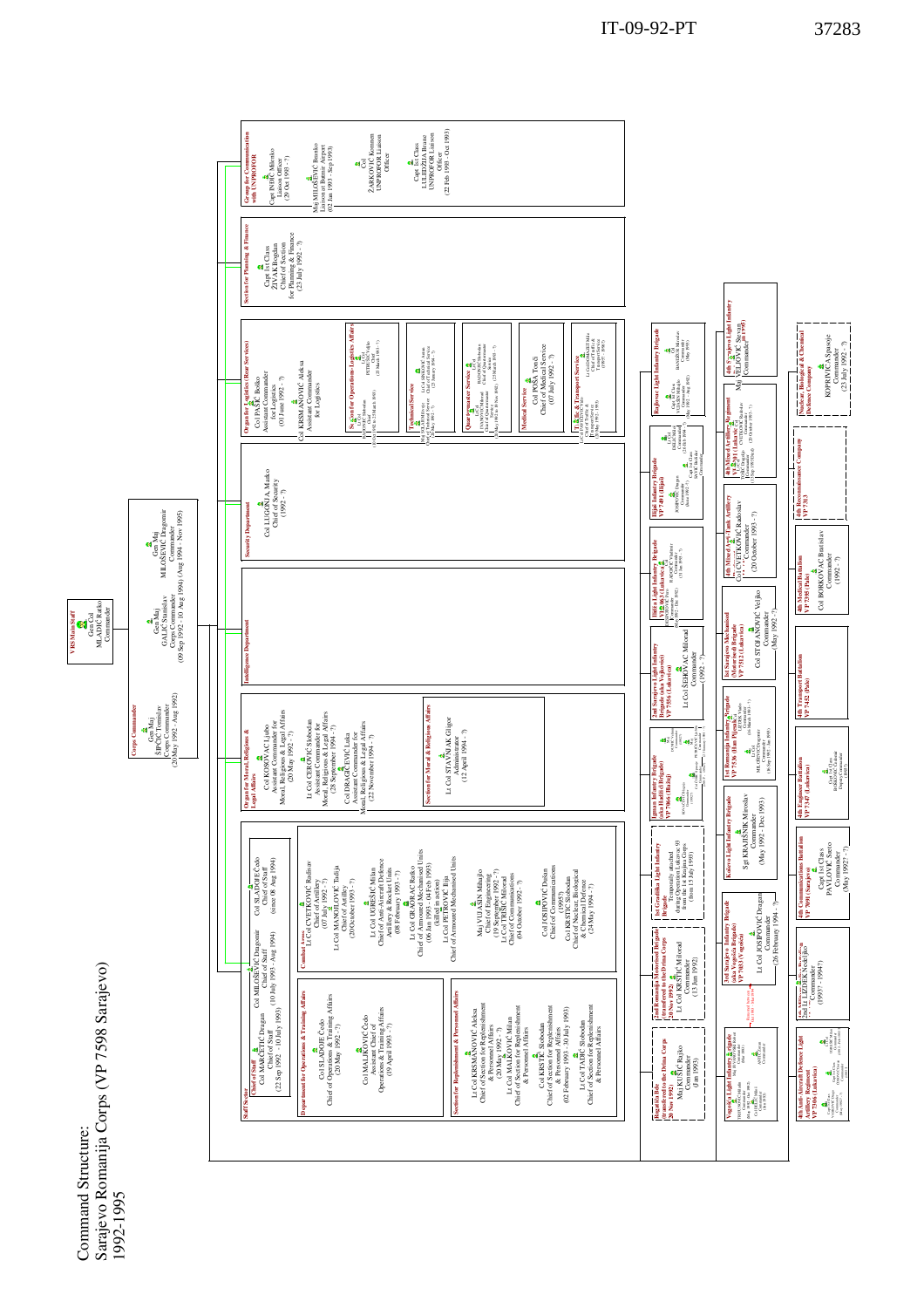# Command Structure: Sarajevo Romanija Corps (VP 7598 Sarajevo) 1992-1995

**VRS Main Staff**
Gen Col MLADIĆ Ratko
Commander

**Corps Commander**
Gen Maj ŠIPČIĆ Tomislav
Corps Commander
(20 May 1992 - Aug 1992)

Gen Maj GALIĆ Stanislav
Corps Commander
(09 Sep 1992 - 10 Aug 1994) (Aug 1994 - Nov 1995)

Gen Maj MILOŠEVIĆ Dragomir
Commander

## Staff Sector

**Chief of Staff**
Col MARČETIĆ Dragan
Chief of Staff
(22 Sep 1992 - 10 July 1993)

Col MILOŠEVIĆ Dragomir
Chief of Staff
(10 July 1993 - Aug 1994)

Col SLADOJE Čedo
Chief of Staff
(since 08 Aug 1994)

**Department for Operations & Training Affairs**
Col SLADOJE Čedo
Chief of Operations & Training Affairs
(20 May 1992 - ?)

Col MALIJKOVIĆ Čedo
Assistant Chief of Operations & Training Affairs
(19 April 1993 - ?)

**Combat Arms**
Lt Col CVETKOVIĆ Radisav
Chief of Artillery
(07 July 1992 - ?)

Lt Col MANOJLOVIĆ Tadija
Chief of Artillery
(20 October 1993 - ?)

Lt Col IGREŠIĆ Milan
Chief of Anti-Aircraft Defence Artillery & Rocket Units
(08 February 1993 - ?)

Lt Col GRABOVAC Ratko
Chief of Armoured Mechanised Units
(06 Jan 1993 - 04 Feb 1993)
(killed in action)

Lt Col PETROVIĆ Ilija
Chief of Armoured Mechanised Units

Maj VUJASIN Mihajlo
Chief of Engineering
(19 September 1992 - ?)

Lt Col STRIČIĆ Milorad
Chief of Communications
(04 October 1992 - ?)

Col JOSIPOVIĆ Dušan
Chief of Communications
(1995?)

Col KRSTIĆ Slobodan
Chief of Nuclear, Biological & Chemical Defence
(24 May 1994 - ?)

**Section for Replenishment & Personnel Affairs**
Lt Col KRSMANOVIĆ Aleksa
Chief of Section for Replenishment & Personnel Affairs
(20 May 1992 - ?)

Lt Col MALKOVIĆ Milan
Chief of Section for Replenishment & Personnel Affairs

Col KRSTIĆ Slobodan
Chief of Section for Replenishment & Personnel Affairs
(02 February 1993 - 30 July 1993)

Lt Col TADIĆ Slobodan
Chief of Section for Replenishment & Personnel Affairs

## Organ for Moral, Religious & Legal Affairs
Col KOSOVAC Ljubo
Assistant Commander for Moral, Religious & Legal Affairs
(20 May 1992 - ?)

Lt Col CEROVIĆ Slobodan
Assistant Commander for Moral, Religious & Legal Affairs
(28 September 1994 - ?)

Col DRAGIČEVIĆ Luka
Assistant Commander for Moral, Religious & Legal Affairs
(22 November 1994 - ?)

**Section for Moral & Religious Affairs**
Lt Col STAVNJAK Grigor
Administrator
(12 April 1994 - ?)

## Intelligence Department

## Security Department
Col LUGONJA Marko
Chief of Security
(1992 - ?)

## Organ for Logistics (Rear Services)
Col PAŠIĆ Boško
Assistant Commander for Logistics
(01 June 1992 - ?)

Col KRSMANOVIĆ Aleksa
Assistant Commander for Logistics

**Section for Operations-Logistics Affairs**

**Technical Service**

**Quartermaster Service**

**Medical Service**
Col POŠA Tomš
Chief of Medical Service
(07 July 1992 - ?)

**Traffic & Transport Service**

## Section for Planning & Finance
Capt 1st Class ŽIVAK Bogdan
Chief of Section for Planning & Finance
(23 July 1992 - ?)

## Group for Communication with UNPROFOR
Capt INDIĆ Milenko
Liaison Officer
(29 Oct 1993 - ?)

Maj MILOSAVLJEVIĆ Branko
Liaison at Butmir Airport
(02 Jan 1993 - Sep 1993)

Col ZARKOVIĆ Komnen
UNPROFOR Liaison Officer

Capt 1st Class LULEDŽIJA Branko
UNPROFOR Liaison Officer
(22 Feb 1993 - Oct 1993)

## Subordinate Units

**Rogatica Brigade (transferred to the Drina Corps 20 Nov 1992)**
Maj KUSIĆ Rajko
Commander
(Jan 1993)

**2nd Romanija Motorised Brigade (transferred to the Drina Corps 20 Nov 1992)**
Lt Col KRSTIĆ Milorad
Commander
(13 Jun 1992)

**1st Gradiška Light Infantry Brigade**
Temporarily attached during Operation Lukavac 93 from the 1st Krajina Corps
(from 15 July 1993)

**Igman Infantry Brigade (aka Hadžići Brigade) VP 7466 (Blažuj)**

**2nd Sarajevo Light Infantry Brigade (aka Vogošća) VP 7536 (Lukavica)**
Lt Col ŠEHOVAC Milorad
Commander
(1992 - ?)

**Ilidža Light Infantry Brigade VP 7863 (Lukavica)**

**Ilijaš Infantry Brigade VP 7491 (Ilijaš)**

**Bajlovac Light Infantry Brigade**

**Vogošća Light Infantry Brigade**

**3rd Sarajevo Infantry Brigade (aka Vogošća Brigade) VP 7103 (Vogošća)**
Lt Col JOSIPOVIĆ Dragan
Commander
(26 February 1994 - ?)

**Kosovo Light Infantry Brigade**
Sgt KRAJIŠNIK Miroslav
Commander
(May 1992 - Dec 1993)

**1st Romanija Infantry Brigade VP 7156 (Han Pijesak)**

**1st Sarajevo Mechanised (Motorised) Brigade VP 7512 (Lukavica)**
Col STOJANOVIĆ Veljko
Commander
(May 1992 - ?)

**4th Mixed Anti-Tank Artillery**
Col CVETKOVIĆ Radoslav
Commander
(20 October 1993 - ?)

**4th Mixed Artillery Regiment VP 7011 (Lukavica)**

**4th Sarajevo Light Infantry**
Maj VELJOVIĆ Stevan
Commander (in 1995)

**4th Anti-Aircraft Defence Light Artillery Regiment VP 7106 (Lukavica)**

**4th Military Police Battalion**
ZEL LUDŽUK Nedeljko
Commander
(1993? - 1994?)

**4th Communications Battalion VP 7091 (Sarajevo)**
Capt 1st Class PAVLOVIĆ Stevo
Commander
(May 1992? - ?)

**4th Engineer Battalion VP 7347 (Lukavica)**

**4th Transport Battalion VP 7452 (Pale)**

**4th Medical Battalion VP 7395 (Pale)**
Col BORKOVAC Branislav
Commander
(1992 - ?)

**4th Reconnaissance Company VP 7303**

**Nuclear, Biological & Chemical Defence Company**
KOPRIVICA Spasoje
Commander
(23 July 1992 - ?)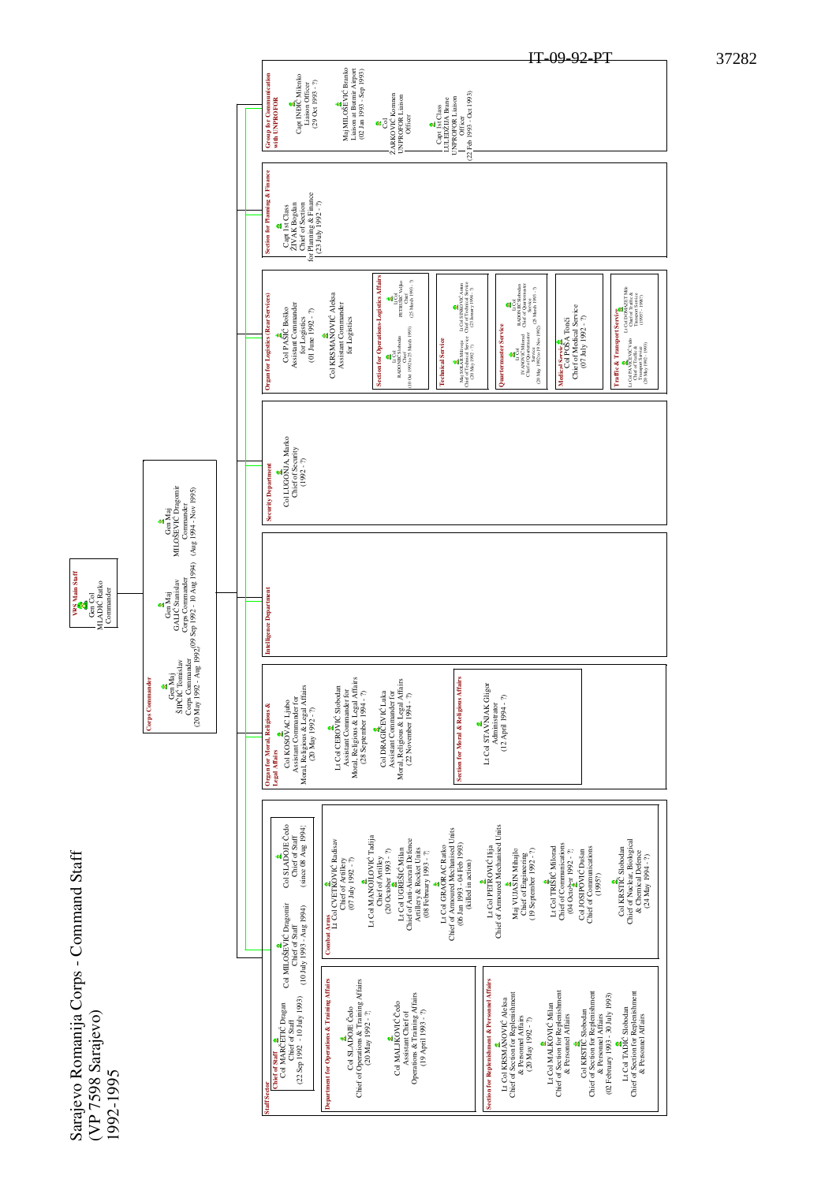# Sarajevo Romanija Corps - Command Staff
(VP 7598 Sarajevo)
1992-1995

**VRS Main Staff**
Gen Col
MLADIĆ Ratko
Commander

**Corps Commander**

Gen Maj
ŠIPČIĆ Tomislav
Corps Commander
(20 May 1992 - Aug 1992)

Gen Maj
GALIĆ Stanislav
Corps Commander
(09 Sep 1992 - 10 Aug 1994)

Gen Maj
MILOŠEVIĆ Dragomir
Commander
(Aug 1994 - Nov 1995)

## Staff Sector

**Chief of Staff**

Col MARČETIĆ Dragan
Chief of Staff
(22 Sep 1992 - 10 July 1993)

Col MILOŠEVIĆ Dragomir
Chief of Staff
(10 July 1993 - Aug 1994)

Col SLADOJE Čedo
Chief of Staff
(since 08 Aug 1994)

**Department for Operations & Training Affairs**

Col SLADOJE Čedo
Chief of Operations & Training Affairs
(20 May 1992 - ?)

Col MALKOVIĆ Čedo
Assistant Chief of
Operations & Training Affairs
(19 April 1993 - ?)

**Section for Replenishment & Personnel Affairs**

Lt Col KRSMANOVIĆ Aleksa
Chief of Section for Replenishment
& Personnel Affairs
(20 May 1992 - ?)

Lt Col MALKOVIĆ Milan
Chief of Section for Replenishment
& Personnel Affairs

Col KRSTIĆ Slobodan
Chief of Section for Replenishment
& Personnel Affairs
(02 February 1993 - 30 July 1993)

Lt Col TADIĆ Slobodan
Chief of Section for Replenishment
& Personnel Affairs

**Combat Arms**

Lt Col CVETKOVIĆ Radisav
Chief of Artillery
(07 July 1992 - ?)

Lt Col MANOJLOVIĆ Tadija
Chief of Artillery
(20 October 1993 - ?)

Lt Col UGREŠIĆ Milan
Chief of Anti-Aircraft Defence
Artillery & Rocket Units
(08 February 1993 - ?)

Lt Col GRAORAC Ratko
Chief of Armoured Mechanised Units
(06 Jan 1993 - 04 Feb 1993)
(killed in action)

Lt Col PETROVIĆ Ilija
Chief of Armoured Mechanised Units

Maj VUJASIN Mihajlo
Chief of Engineering
(19 September 1992 - ?)

Lt Col TRIŠIĆ Milorad
Chief of Communications
(04 October 1992 - ?)

Col JOSIPOVIĆ Dušan
Chief of Communications
(1995?)

Col KRSTIĆ Slobodan
Chief of Nuclear, Biological
& Chemical Defence
(24 May 1994 - ?)

## Organ for Moral, Religious & Legal Affairs

Col KOSOVAC Ljubo
Assistant Commander for
Moral, Religious & Legal Affairs
(20 May 1992 - ?)

Lt Col ČEROVIĆ Slobodan
Assistant Commander for
Moral, Religious & Legal Affairs
(28 September 1994 - ?)

Col DRAGIČEVIĆ Luka
Assistant Commander for
Moral, Religious & Legal Affairs
(22 November 1994 - ?)

**Section for Moral & Religious Affairs**

Lt Col STANIVUK Gligor
Administrator
(12 April 1994 - ?)

## Intelligence Department

## Security Department

Col LUGONJA Marko
Chief of Security
(1992 - ?)

## Organ for Logistics (Rear Services)

Col PAŠIĆ Boško
Assistant Commander
for Logistics
(01 June 1992 - ?)

Col KRSMANOVIĆ Aleksa
Assistant Commander
for Logistics

**Section for Operations-Logistics Affairs**

Lt Col
RADOJIČIĆ Slobodan
Chief
(10 Oct 1992 to 25 March 1993)

Lt Col
PETROVIĆ Veljko
Chief
(25 March 1993 - ?)

**Technical Service**

Maj SOLAR Milovan
Chief of Technical Service
(20 May 1992 - ?)

Lt Col SINKOVIĆ Anton
Chief of Technical Service
(25 January 1994 - ?)

**Quartermaster Service**

Lt Col
IVANOVIĆ Milorad
Chief of Quartermaster
Service
(20 May 1992 to 19 Nov 1992)

Lt Col
RADOJIČIĆ Slobodan
Chief of Quartermaster
Service
(25 March 1993 - ?)

**Medical Service**

Col POŠA Tomči
Chief of Medical Service
(07 July 1992 - ?)

**Traffic & Transport Service**

Lt Col PAUNOVIĆ Vlado
Chief of Traffic &
Transport Service
(20 May 1992 - 1993)

Lt Col DRAGAZET Milo
Chief of Traffic &
Transport Service
(1993? - 1996?)

## Section for Planning & Finance

Capt 1st Class
ŽIVAK Bogdan
Chief of Section
for Planning & Finance
(23 July 1992 - ?)

## Group for Communication with UNPROFOR

Capt INDIĆ Miroslav
Liaison Officer
(29 Oct 1993 - ?)

Maj MILOŠEVIĆ Branko
Liaison at Butmir Airport
(02 Jan 1993 - Sep 1993)

Col
ŽARKOVIĆ Komnen
UNPROFOR Liaison
Officer

Capt 1st Class
LULEDŽIJA Brane
UNPROFOR Liaison
Officer
(22 Feb 1993 - Oct 1993)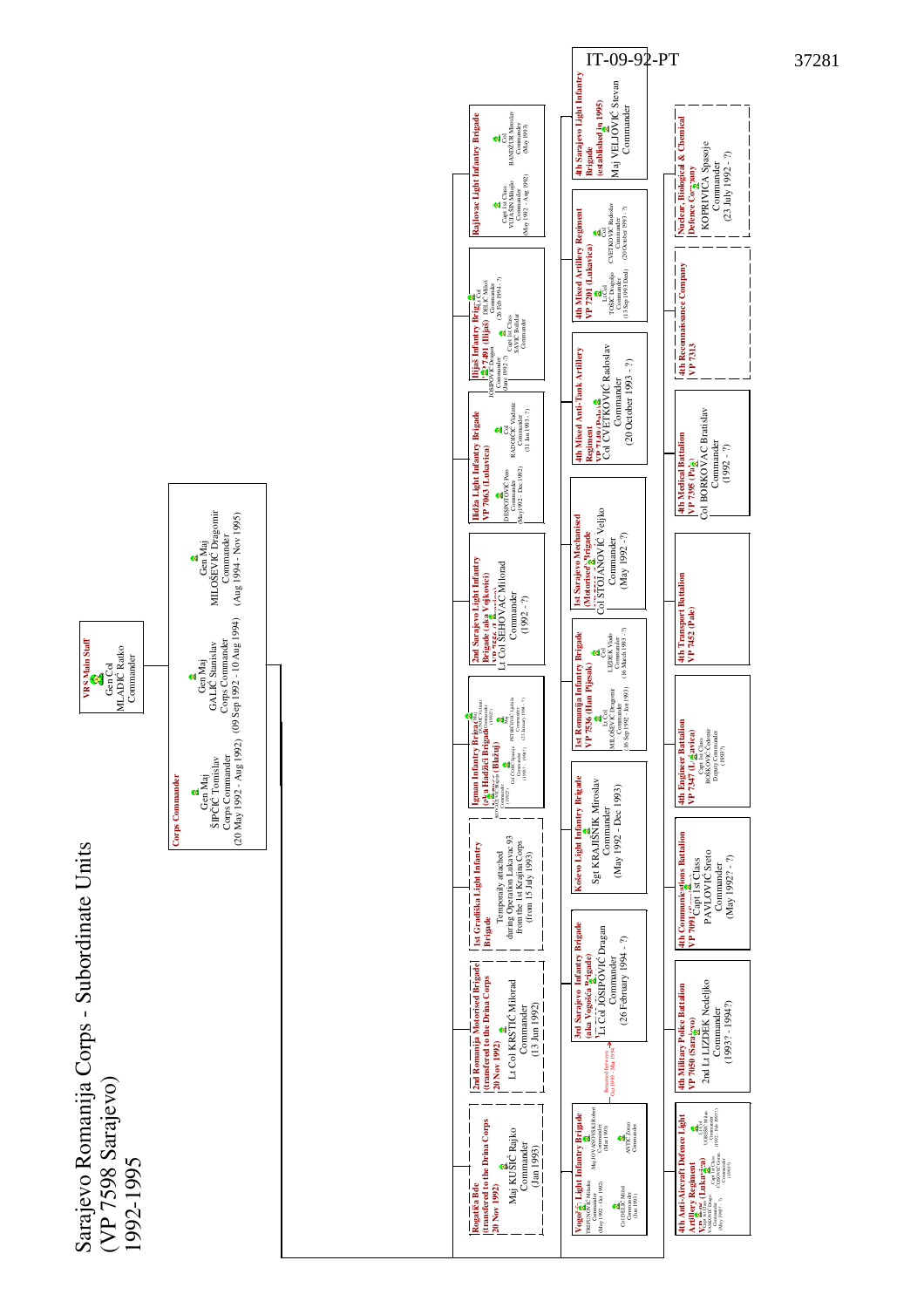# Sarajevo Romanija Corps - Subordinate Units
(VP 7598 Sarajevo)
1992-1995

**VRS Main Staff**
Gen Col
MLADIĆ Ratko
Commander

**Corps Commander**

- Gen Maj ŠIPČIĆ Tomislav, Corps Commander (20 May 1992 - Aug 1992)
- Gen Maj GALIĆ Stanislav, Corps Commander (09 Sep 1992 - 10 Aug 1994)
- Gen Maj MILOŠEVIĆ Dragomir, Commander (Aug 1994 - Nov 1995)

## Subordinate units (first column)

- **Rajlovac Light Infantry Brigade** — Capt 1st Class VUJASIN Mirko(?), Commander (May 1992 - Aug 1992); Col BANDŽUR Miroslav, Commander (May 1993)
- **Ilijaš Infantry Brigade VP 7401 (Ilijaš)** — JOSIPOVIĆ Dragan, Commander (June 1992 -?); Lt Col DELIĆ Miloš(?), Commander (26 Feb 1994 - ?); Capt 1st Class SAVIĆ Bobdar(?), Commander
- **Ilidža Light Infantry Brigade VP 7063 (Lukavica)** — DESPOTOVIĆ Pero, Commander (May 1992 - Dec 1992); Col RADOJČIĆ Vladimir, Commander (31 Jan 1993 - ?)
- **2nd Sarajevo Light Infantry Brigade (aka Vojkovići) VP 7552 (Lukavica)** — Lt Col ŠEHOVAC Milorad, Commander (1992 - ?)
- **Igman Infantry Brigade (aka Hadžići Brigade) (Blažuj)** — KOVAČEVIĆ Vojislav(?), Commander (1992?); Col ČOJIĆ(?) Stojan(?), Commander (1993? - 1994?); KNEŽEVIĆ(?) Veimir(?), Commander (1993?); ŠESTANOVIĆ Ljubiša(?), Commander (23 January 1994 - ?)
- **1st Gradiška Light Infantry Brigade** — Temporarily attached during Operation Lukavac 93 from the 1st Krajina Corps (from 15 July 1993)
- **2nd Romanija Motorised Brigade (transferred to the Drina Corps 20 Nov 1992)** — Lt Col KRSTIĆ Milorad, Commander (13 Jun 1992)
- **Rogatica Bde (transferred to the Drina Corps 20 Nov 1992)** — Maj KUSIĆ Rajko, Commander (Jan 1993)

## Subordinate units (second column)

- **4th Sarajevo Light Infantry Brigade (established in 1995)** — Maj VELJOVIĆ Stevan, Commander
- **4th Mixed Artillery Regiment VP 7201 (Lukavica)** — Lt Col TOŠIĆ Dragoljub, Commander (13 Sep 1993 Died); Col CVETKOVIĆ Radoslav, Commander (20 October 1993 - ?)
- **4th Mixed Anti-Tank Artillery Regiment VP 7100 (Pale)** — Col CVETKOVIĆ Radoslav, Commander (20 October 1993 - ?)
- **1st Sarajevo Mechanised (Motorised) Brigade VP 7122 (Lukavica)** — Col STOJANOVIĆ Veljko, Commander (May 1992 - ?)
- **1st Romanija Infantry Brigade VP 7536 (Han Pijesak)** — Lt Col MILOŠEVIĆ Dragomir, Commander (16 Sep 1992 - Jun 1993); Col LIZDEK Vlado, Commander (16 March 1993 - ?)
- **Koševo Light Infantry Brigade** — Sgt KRAJIŠNIK Miroslav, Commander (May 1992 - Dec 1993)
- **3rd Sarajevo Infantry Brigade (aka Vogošća Brigade)** — Lt Col JOSIPOVIĆ Dragan, Commander (26 February 1994 - ?)
- *Renamed between Oct 1993 - Mar 1994*
- **Vogošća Light Infantry Brigade** — TRIFUNOVIĆ Mladen, Commander (May 1992 - Oct 1992); Col PEŠIĆ(?) Miloš, Commander (Jan 1993); Maj JOVANOVSKI Robert, Commander (Mar 1993); ANTIĆ Zoran, Commander

## Subordinate units (third column)

- **Nuclear, Biological & Chemical Defence Company** — KOPRIVICA Spasoje, Commander (23 July 1992 - ?)
- **4th Reconnaissance Company VP 7313**
- **4th Medical Battalion VP 7395 (Pale)** — Col BORKOVAC Bratislav, Commander (1992 - ?)
- **4th Transport Battalion VP 7452 (Pale)**
- **4th Engineer Battalion VP 7347 (Lukavica)** — Capt 1st Class BOŠKOVIĆ Čedomir, Deputy Commander (1993?)
- **4th Communications Battalion VP 7091 (Lukavica)** — Capt 1st Class PAVLOVIĆ Sreto, Commander (May 1992? - ?)
- **4th Military Police Battalion VP 7050 (Sarajevo)** — 2nd Lt LIZDEK Nedeljko, Commander (1993? - 1994?)
- **4th Anti-Aircraft Defence Light Artillery Regiment VP 7246 (Lukavica)** — VASILJEVIĆ Dragan(?), Commander (May 1992 - ?); Capt 1st Class OGRIZOVIĆ(?) Savo(?), Commander (1993?); Lt Col UGRINIĆ(?) Milan(?), Commander (1992 - Jan 1993?)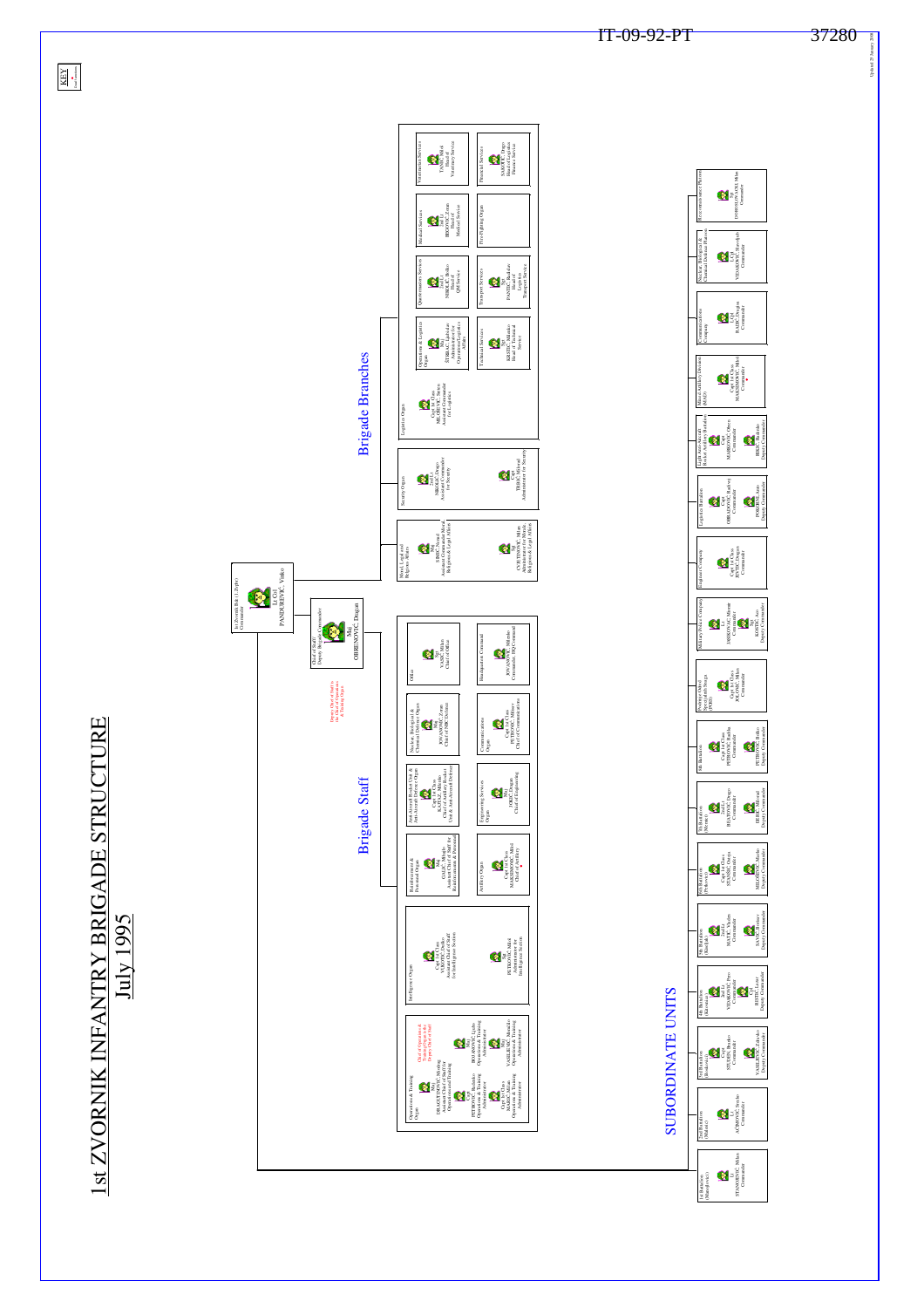# 1st ZVORNIK INFANTRY BRIGADE STRUCTURE

## July 1995

KEY

1st Zvornik Bde (1.Zvpbr) Commander
Lt Col
PANDUREVIC, Vinko

Chief of Staff / Deputy Brigade Commander
Maj
OBRENOVIC, Dragan

Deputy Chief of Staff is the Chief of Operations & Training Organ

## Brigade Staff

**Operations & Training Organ**
- Maj DRAGUTINOVIC, Miodrag — Assistant Chief of Staff for Operations and Training
- Chief of Operations & Training Organ is the Deputy Chief of Staff
- Cpt PETROVIC, Radoslav — Operations & Training Administrator
- Maj BOGDANOVIC, Ljubo — Operations & Training Administrator
- Capt 1st Class SIMIC, Milan — Operations & Training Administrator
- Capt VASILJEVIC, Miroslav — Operations & Training Administrator

**Intelligence Organ**
- Capt 1st Class VUKOTIC, Dusko — Assistant Chief of Staff for Intelligence Section
- Sgt PETROVIC, Mile — Administrator for Intelligence Section

**Reinforcement & Personnel Organ**
- Maj GAJIC, Mitrodo — Assistant Chief of Staff for Reinforcements & Personnel

**Artillery Organ**
- Capt 1st Class MAKSIMOVIC, Mihal — Chief of Artillery

**Anti-Aircraft Rocket Unit & Anti-Aircraft Defence Organ**
- Capt 1st Class ILASTOCIC, Mihajlo — Chief of Artillery Rocket Unit & Anti-Aircraft Defence

**Engineering Services Organ**
- Sgt JOKIC, Dragan — Chief of Engineering

**Nuclear, Biological & Chemical Defence Organ**
- Maj JOVANOVIC, Zoran — Chief of NBC Defence

**Communications Organ**
- Capt 1st Class PETROVIC, Milorad — Chief of Communications

**Office**
- Sgt VASIC, Milan — Chief of Office

**Headquarters Command**
- JOVANOVIC, Milorado — Commander, HQ Command

## Brigade Branches

**Moral, Legal and Religious Affairs**
- 2nd Lt SIMIC, Nenad — Assistant Commander for Moral, Religious & Legal Affairs
- Sgt CVETINOVIC, Milan — Administrator for Morale, Religious & Legal Affairs

**Security Organ**
- 2nd Lt NIKOLIC, Drago — Assistant Commander for Security
- Sgt TRBIC, Milorad — Administrator for Security

**Logistics Organ**
- Capt 1st Class MILOSEVIC, Sreten — Assistant Commander for Logistics

**Operations & Logistics Organ**
- Maj STRBAC, Ljubisav — Administrator for Operations/Logistics Affairs

**Technical Services**
- Sgt KRSTIC, Milisavko — Head of Technical Service

**Quartermaster Services**
- 2nd Lt NIKOLIC, Bozko — Head of QM Service

**Transport Services**
- Sgt PANTIC, Radoslav — Head of Logistics Transport Service

**Medical Services**
- 2nd Lt BEGOVIC, Zoran — Head of Medical Service

**Fire-Fighting Organ**

**Veterinarian Services**
- TADIC, Mirko — Head of Veterinary Service

**Financial Services**
- SAMJIC, Drago — Head of Logistics Finance Service

## SUBORDINATE UNITS

- **1st Battalion (Malesevci)** — Sgt STANOJEVIC, Milan — Commander
- **2nd Battalion (Malesic)** — Lt ACIMOVIC, Srecko — Commander
- **3rd Battalion (Boskovic)** — Capt STUPAR, Branko — Commander; VASILJEVIC, Zdravko — Deputy Commander
- **4th Battalion (Baljkovica)** — 2nd Lt VIDANOVIC, Pero — Commander; Cpt RISTIC, Lazar — Deputy Commander
- **5th Battalion (Kozluk)** — 2nd Lt MATIC, Vladan — Commander; SAVIC, Milenko — Deputy Commander
- **6th Battalion (Petkovci)** — Capt 1st Class STANISIC, Ostoja — Commander; MILADINOVIC, Mladen — Deputy Commander
- **7th Battalion (Strmac)** — 2nd Lt BRANOVIC, Drago — Commander; ERIC, Milorad — Deputy Commander
- **8th Battalion** — Capt 1st Class PETROVIC, Radika — Commander; PETROVIC, Rajko — Deputy Commander
- **Podrinje Detachment of Special Units (PDOS)** — Capt 1st Class JOLOVIC, Milan — Commander
- **Military Police Company** — Lt JASIKOVAC, Miomir — Commander; Sgt RISTIC, Sava — Deputy Commander
- **Engineer Company** — Capt 1st Class JEVTIC, Dragan — Commander
- **Logistics Battalion** — Capt OBRADOVIC, Radovan — Commander; PONJKOVIC, Stanko — Deputy Commander
- **Light Anti-Aircraft Rocket Artillery Battalion** — Capt MARINKOVIC, Omer — Commander; BRKIC, Ranko — Deputy Commander
- **Mixed Artillery Division (MAD)** — Capt 1st Class MAKSIMOVIC, Mihal — Commander
- **Communications Company** — Capt BABIC, Dragan — Commander
- **Nuclear, Biological & Chemical Defence Platoon** — Capt VIDANOVIC, Slavoljub — Commander
- **Reconnaissance Platoon** — DOBRIJEVIC, Milan — Commander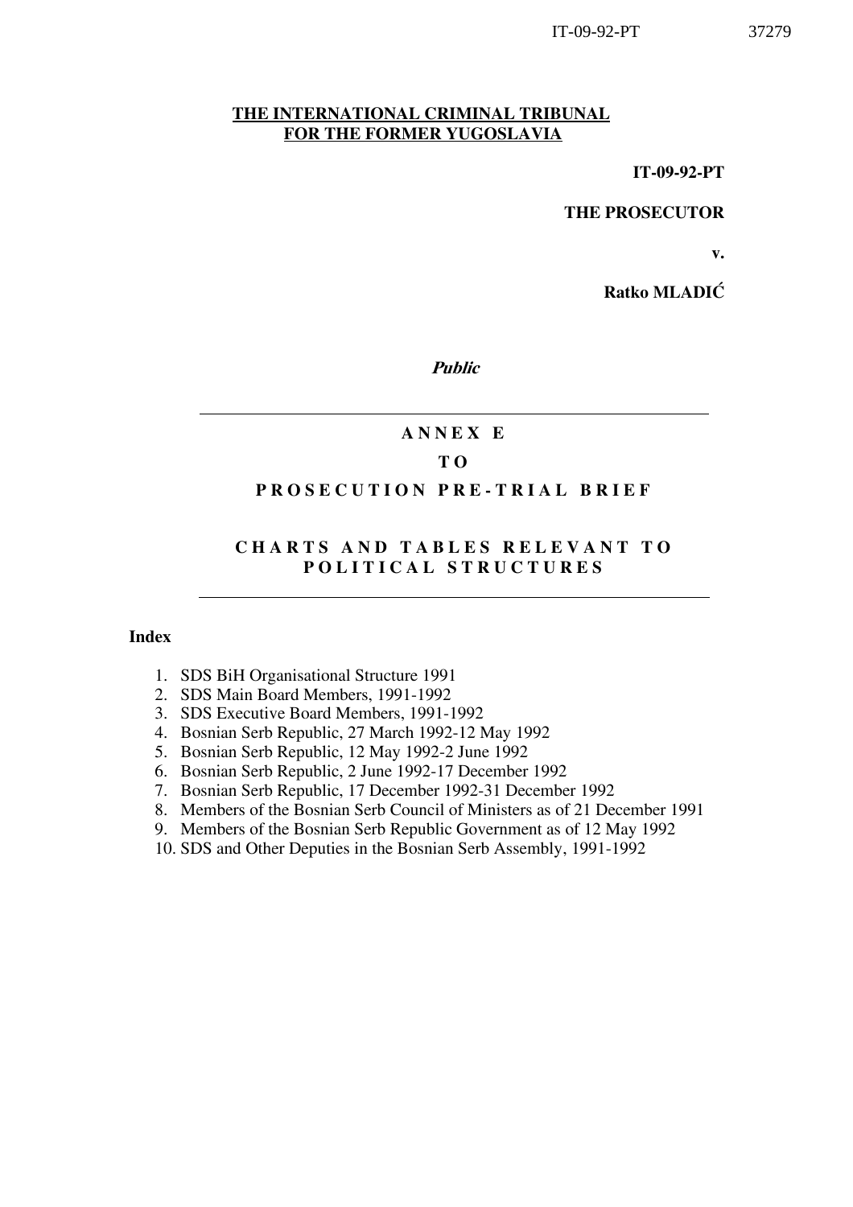**THE INTERNATIONAL CRIMINAL TRIBUNAL FOR THE FORMER YUGOSLAVIA**

**IT-09-92-PT**

**THE PROSECUTOR**

**v.**

**Ratko MLADIĆ**

***Public***

---

# ANNEX E

# TO

# PROSECUTION PRE-TRIAL BRIEF

# CHARTS AND TABLES RELEVANT TO POLITICAL STRUCTURES

---

**Index**

1. SDS BiH Organisational Structure 1991
2. SDS Main Board Members, 1991-1992
3. SDS Executive Board Members, 1991-1992
4. Bosnian Serb Republic, 27 March 1992-12 May 1992
5. Bosnian Serb Republic, 12 May 1992-2 June 1992
6. Bosnian Serb Republic, 2 June 1992-17 December 1992
7. Bosnian Serb Republic, 17 December 1992-31 December 1992
8. Members of the Bosnian Serb Council of Ministers as of 21 December 1991
9. Members of the Bosnian Serb Republic Government as of 12 May 1992
10. SDS and Other Deputies in the Bosnian Serb Assembly, 1991-1992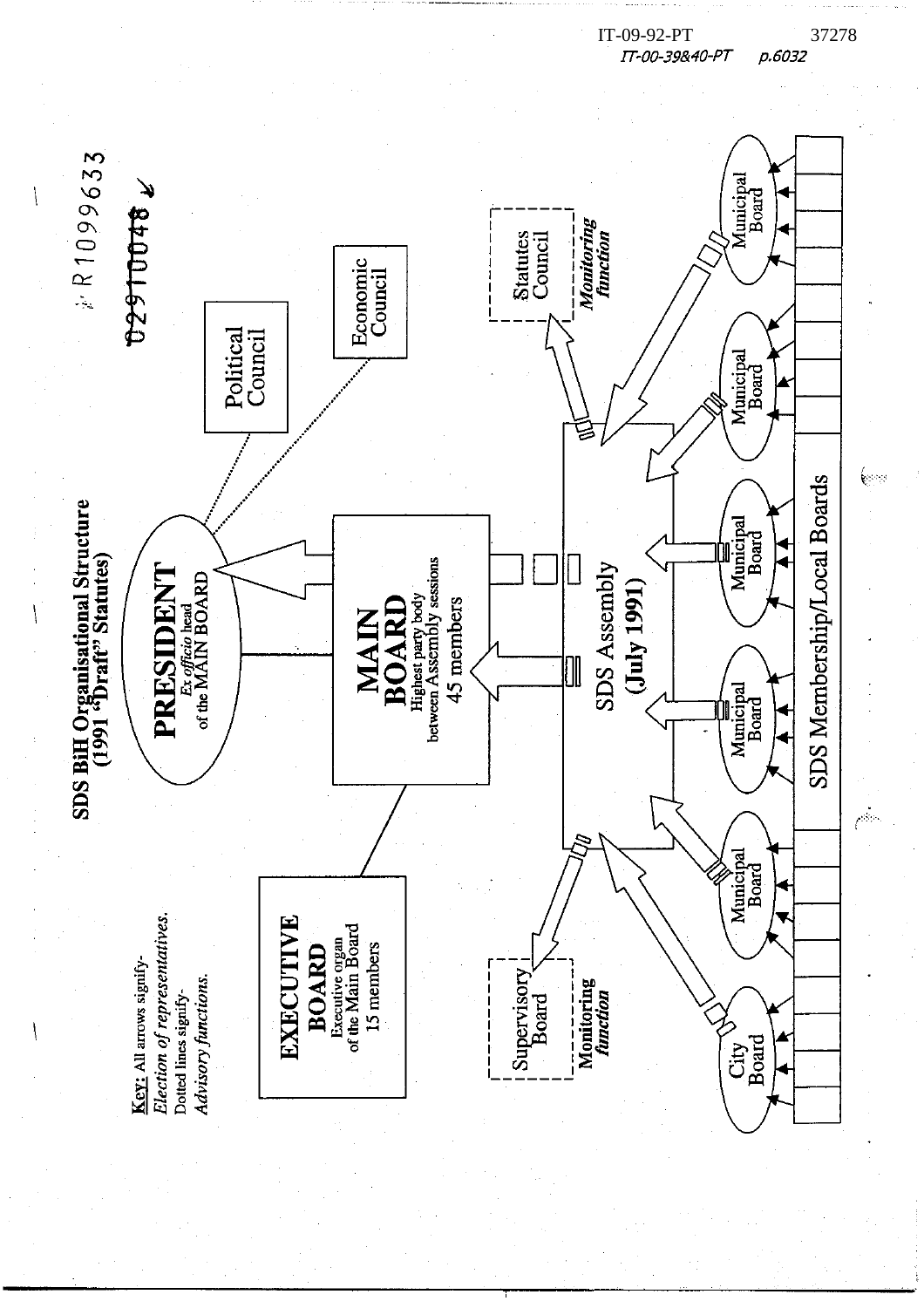IT-09-92-PT 37278
IT-00-39&40-PT p.6032

R1099633

~~02910048~~

## SDS BiH Organisational Structure (1991 "Draft" Statutes)

**PRESIDENT**
*Ex officio* head of the MAIN BOARD

Political Council

Economic Council

**MAIN BOARD**
Highest party body between Assembly sessions
45 members

**EXECUTIVE BOARD**
Executive organ of the Main Board
15 members

Statutes Council
***Monitoring function***

**SDS Assembly (July 1991)**

Supervisory Board
***Monitoring function***

City Board

Municipal Board

Municipal Board

Municipal Board

Municipal Board

Municipal Board

SDS Membership/Local Boards

**Key:** All arrows signify- *Election of representatives.*
Dotted lines signify- *Advisory functions.*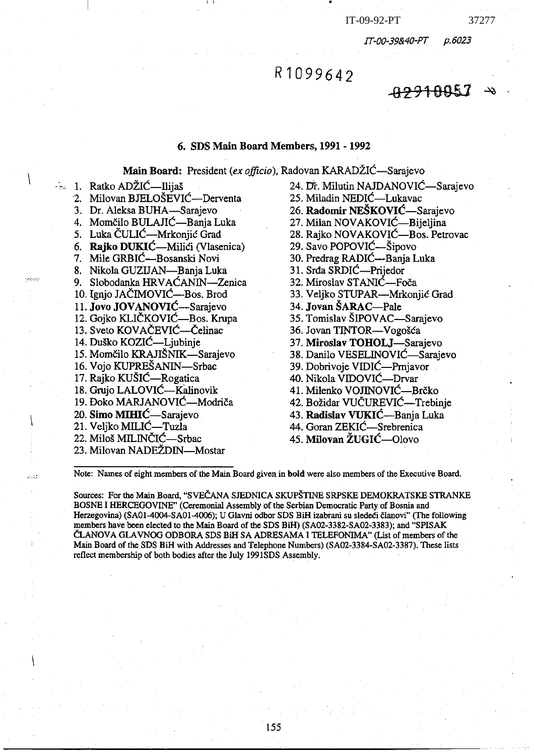## 6. SDS Main Board Members, 1991 - 1992

**Main Board:** President (*ex officio*), Radovan KARADŽIĆ—Sarajevo

1. Ratko ADŽIĆ—Ilijaš
2. Milovan BJELOŠEVIĆ—Derventa
3. Dr. Aleksa BUHA—Sarajevo
4. Momčilo BULAJIĆ—Banja Luka
5. Luka ČULIĆ—Mrkonjić Grad
6. **Rajko DUKIĆ**—Milići (Vlasenica)
7. Mile GRBIĆ—Bosanski Novi
8. Nikola GUZIJAN—Banja Luka
9. Slobodanka HRVAĆANIN—Zenica
10. Ignjo JAČIMOVIĆ—Bos. Brod
11. **Jovo JOVANOVIĆ**—Sarajevo
12. Gojko KLIČKOVIĆ—Bos. Krupa
13. Sveto KOVAČEVIĆ—Čelinac
14. Duško KOZIĆ—Ljubinje
15. Momčilo KRAJIŠNIK—Sarajevo
16. Vojo KUPREŠANIN—Srbac
17. Rajko KUŠIĆ—Rogatica
18. Grujo LALOVIĆ—Kalinovik
19. Đoko MARJANOVIĆ—Modriča
20. **Simo MIHIĆ**—Sarajevo
21. Veljko MILIĆ—Tuzla
22. Miloš MILINČIĆ—Srbac
23. Milovan NADEŽDIN—Mostar
24. Dr. Milutin NAJDANOVIĆ—Sarajevo
25. Miladin NEDIĆ—Lukavac
26. **Radomir NEŠKOVIĆ**—Sarajevo
27. Milan NOVAKOVIĆ—Bijeljina
28. Rajko NOVAKOVIĆ—Bos. Petrovac
29. Savo POPOVIĆ—Šipovo
30. Predrag RADIĆ—Banja Luka
31. Srđa SRDIĆ—Prijedor
32. Miroslav STANIĆ—Foča
33. Veljko STUPAR—Mrkonjić Grad
34. **Jovan ŠARAC**—Pale
35. Tomislav ŠIPOVAC—Sarajevo
36. Jovan TINTOR—Vogošća
37. **Miroslav TOHOLJ**—Sarajevo
38. Danilo VESELINOVIĆ—Sarajevo
39. Dobrivoje VIDIĆ—Prnjavor
40. Nikola VIDOVIĆ—Drvar
41. Milenko VOJINOVIĆ—Brčko
42. Božidar VUČUREVIĆ—Trebinje
43. **Radislav VUKIĆ**—Banja Luka
44. Goran ZEKIĆ—Srebrenica
45. **Milovan ŽUGIĆ**—Olovo

---

Note: Names of eight members of the Main Board given in **bold** were also members of the Executive Board.

Sources: For the Main Board, "SVEČANA SJEDNICA SKUPŠTINE SRPSKE DEMOKRATSKE STRANKE BOSNE I HERCEGOVINE" (Ceremonial Assembly of the Serbian Democratic Party of Bosnia and Herzegovina) (SA01-4004-SA01-4006); U Glavni odbor SDS BiH izabrani su sledeći članovi" (The following members have been elected to the Main Board of the SDS BiH) (SA02-3382-SA02-3383); and "SPISAK ČLANOVA GLAVNOG ODBORA SDS BiH SA ADRESAMA I TELEFONIMA" (List of members of the Main Board of the SDS BiH with Addresses and Telephone Numbers) (SA02-3384-SA02-3387). These lists reflect membership of both bodies after the July 1991SDS Assembly.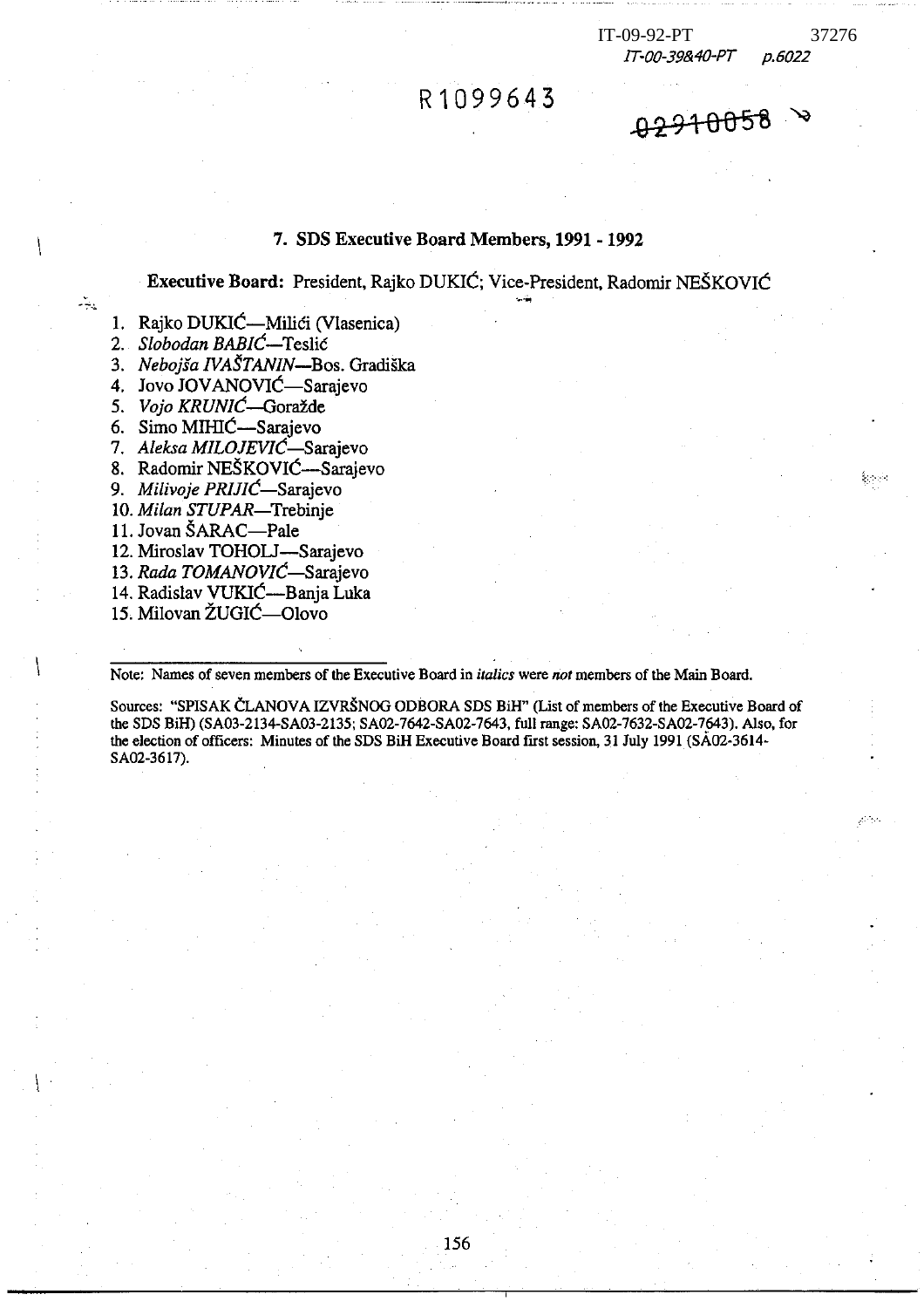## 7. SDS Executive Board Members, 1991 - 1992

**Executive Board:** President, Rajko DUKIĆ; Vice-President, Radomir NEŠKOVIĆ

1. Rajko DUKIĆ—Milići (Vlasenica)
2. *Slobodan BABIĆ*—Teslić
3. *Nebojša IVAŠTANIN*—Bos. Gradiška
4. Jovo JOVANOVIĆ—Sarajevo
5. *Vojo KRUNIĆ*—Goražde
6. Simo MIHIĆ—Sarajevo
7. *Aleksa MILOJEVIĆ*—Sarajevo
8. Radomir NEŠKOVIĆ—Sarajevo
9. *Milivoje PRIJIĆ*—Sarajevo
10. *Milan STUPAR*—Trebinje
11. Jovan ŠARAC—Pale
12. Miroslav TOHOLJ—Sarajevo
13. *Rada TOMANOVIĆ*—Sarajevo
14. Radislav VUKIĆ—Banja Luka
15. Milovan ŽUGIĆ—Olovo

---

Note: Names of seven members of the Executive Board in *italics* were *not* members of the Main Board.

Sources: "SPISAK ČLANOVA IZVRŠNOG ODBORA SDS BiH" (List of members of the Executive Board of the SDS BiH) (SA03-2134-SA03-2135; SA02-7642-SA02-7643, full range: SA02-7632-SA02-7643). Also, for the election of officers: Minutes of the SDS BiH Executive Board first session, 31 July 1991 (SA02-3614-SA02-3617).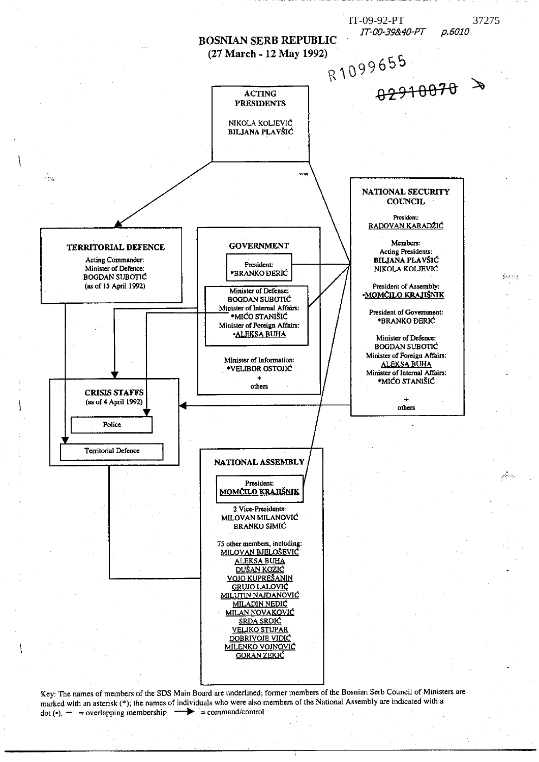# BOSNIAN SERB REPUBLIC
## (27 March - 12 May 1992)

**ACTING PRESIDENTS**

NIKOLA KOLJEVIĆ
BILJANA PLAVŠIĆ

**NATIONAL SECURITY COUNCIL**

President:
RADOVAN KARADŽIĆ

Members:
Acting Presidents:
BILJANA PLAVŠIĆ
NIKOLA KOLJEVIĆ

President of Assembly:
•MOMČILO KRAJIŠNIK

President of Government:
*BRANKO ĐERIĆ

Minister of Defence:
BOGDAN SUBOTIĆ
Minister of Foreign Affairs:
ALEKSA BUHA
Minister of Internal Affairs:
*MIĆO STANIŠIĆ

\+
others

**TERRITORIAL DEFENCE**

Acting Commander:
Minister of Defence:
BOGDAN SUBOTIĆ
(as of 15 April 1992)

**GOVERNMENT**

President:
*BRANKO ĐERIĆ

Minister of Defense:
BOGDAN SUBOTIĆ
Minister of Internal Affairs:
*MIĆO STANIŠIĆ
Minister of Foreign Affairs:
•ALEKSA BUHA

Minister of Information:
*VELIBOR OSTOJIĆ
\+
others

**CRISIS STAFFS**
(as of 4 April 1992)

Police

Territorial Defence

**NATIONAL ASSEMBLY**

President:
MOMČILO KRAJIŠNIK

2 Vice-Presidents:
MILOVAN MILANOVIĆ
BRANKO SIMIĆ

75 other members, including:
MILOVAN BJELOŠEVIĆ
ALEKSA BUHA
DUŠAN KOZIĆ
VOJO KUPREŠANIN
GRUJO LALOVIĆ
MILUTIN NAJDANOVIĆ
MILADIN NEDIĆ
MILAN NOVAKOVIĆ
SRĐA SRDIĆ
VELJKO STUPAR
DOBRIVOJE VIDIĆ
MILENKO VOJNOVIĆ
GORAN ZEKIĆ

Key: The names of members of the SDS Main Board are underlined; former members of the Bosnian Serb Council of Ministers are marked with an asterisk (*); the names of individuals who were also members of the National Assembly are indicated with a dot (•). — = overlapping membership ⟶ = command/control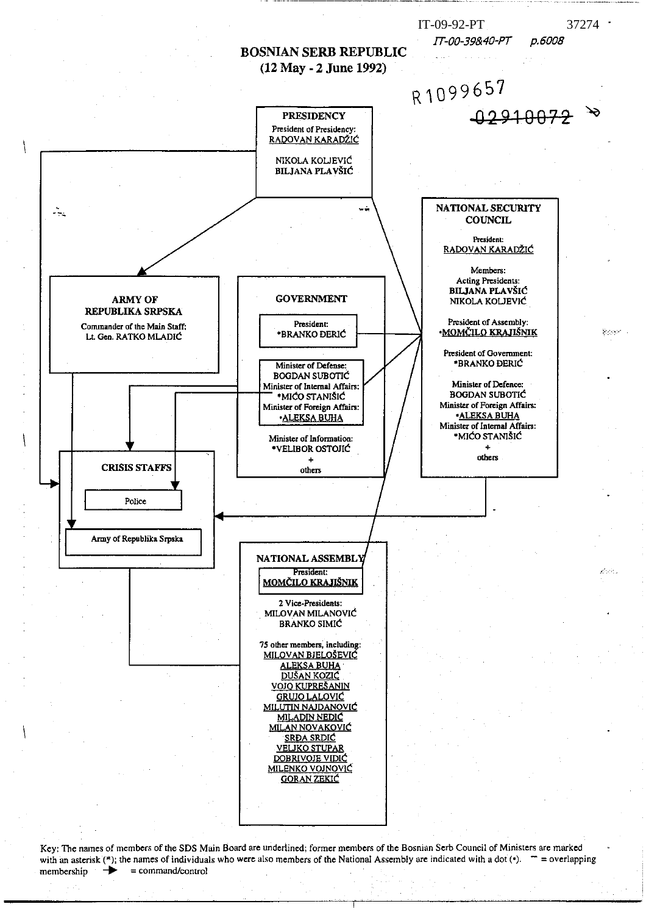IT-09-92-PT 37274

IT-00-39&40-PT p.6008

R1099657

~~02910072~~

# BOSNIAN SERB REPUBLIC
## (12 May - 2 June 1992)

### PRESIDENCY

President of Presidency:
RADOVAN KARADŽIĆ

NIKOLA KOLJEVIĆ
BILJANA PLAVŠIĆ

### NATIONAL SECURITY COUNCIL

President:
RADOVAN KARADŽIĆ

Members:
Acting Presidents:
BILJANA PLAVŠIĆ
NIKOLA KOLJEVIĆ

President of Assembly:
•MOMČILO KRAJIŠNIK

President of Government:
*BRANKO ĐERIĆ

Minister of Defence:
BOGDAN SUBOTIĆ
Minister of Foreign Affairs:
•ALEKSA BUHA
Minister of Internal Affairs:
*MIĆO STANIŠIĆ
+
others

### ARMY OF REPUBLIKA SRPSKA

Commander of the Main Staff:
Lt. Gen. RATKO MLADIĆ

### GOVERNMENT

President:
*BRANKO ĐERIĆ

Minister of Defense:
BOGDAN SUBOTIĆ
Minister of Internal Affairs:
*MIĆO STANIŠIĆ
Minister of Foreign Affairs:
•ALEKSA BUHA

Minister of Information:
*VELIBOR OSTOJIĆ
+
others

### CRISIS STAFFS

Police

Army of Republika Srpska

### NATIONAL ASSEMBLY

President:
MOMČILO KRAJIŠNIK

2 Vice-Presidents:
MILOVAN MILANOVIĆ
BRANKO SIMIĆ

75 other members, including:
MILOVAN BJELOŠEVIĆ
ALEKSA BUHA
DUŠAN KOZIĆ
VOJO KUPREŠANIN
GRUJO LALOVIĆ
MILUTIN NAJDANOVIĆ
MILADIN NEDIĆ
MILAN NOVAKOVIĆ
SRĐA SRDIĆ
VELJKO STUPAR
DOBRIVOJE VIDIĆ
MILENKO VOJNOVIĆ
GORAN ZEKIĆ

Key: The names of members of the SDS Main Board are underlined; former members of the Bosnian Serb Council of Ministers are marked with an asterisk (*); the names of individuals who were also members of the National Assembly are indicated with a dot (•). — = overlapping membership → = command/control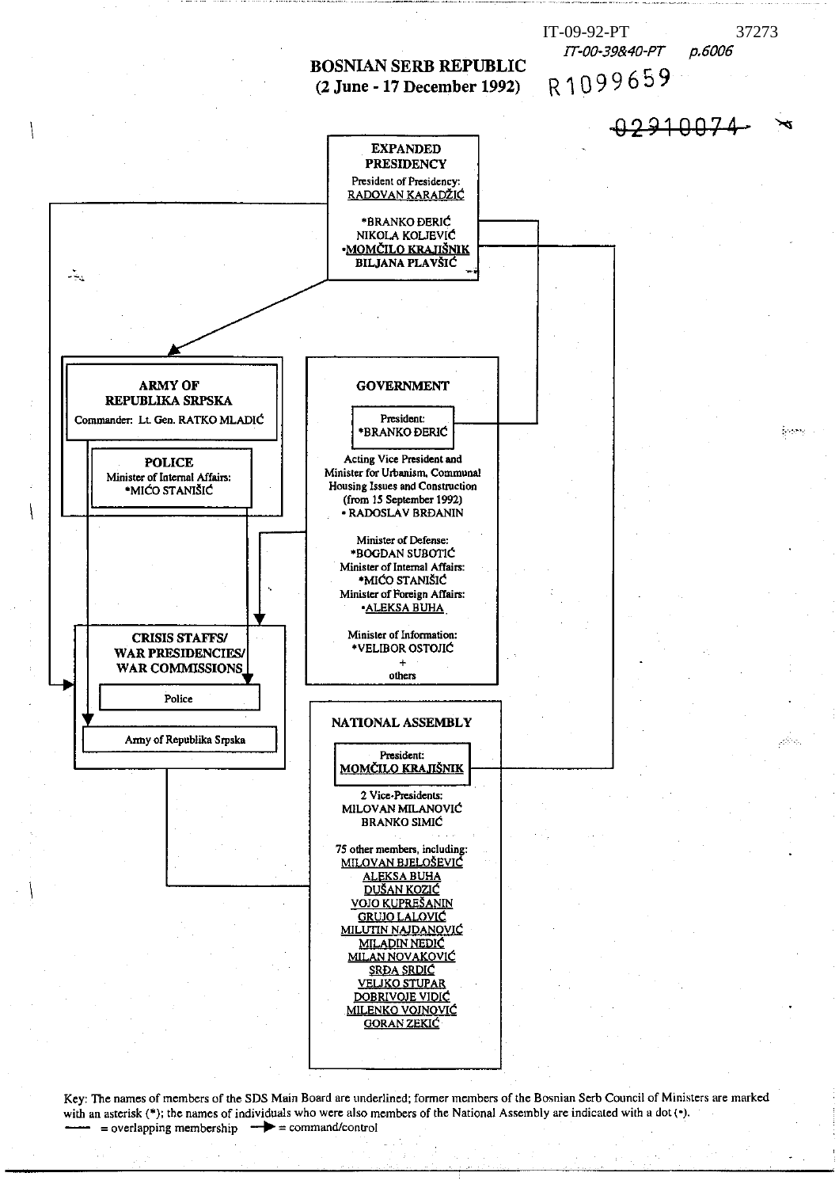IT-09-92-PT 37273
IT-00-39&40-PT p.6006
R1099659

02910074

# BOSNIAN SERB REPUBLIC
## (2 June - 17 December 1992)

**EXPANDED PRESIDENCY**
President of Presidency:
RADOVAN KARADŽIĆ

*BRANKO ĐERIĆ
NIKOLA KOLJEVIĆ
•MOMČILO KRAJIŠNIK
BILJANA PLAVŠIĆ

**ARMY OF REPUBLIKA SRPSKA**
Commander: Lt. Gen. RATKO MLADIĆ

**POLICE**
Minister of Internal Affairs:
*MIĆO STANIŠIĆ

**GOVERNMENT**

President:
*BRANKO ĐERIĆ

Acting Vice President and Minister for Urbanism, Communal Housing Issues and Construction (from 15 September 1992)
• RADOSLAV BRĐANIN

Minister of Defense:
*BOGDAN SUBOTIĆ
Minister of Internal Affairs:
*MIĆO STANIŠIĆ
Minister of Foreign Affairs:
•ALEKSA BUHA

Minister of Information:
*VELIBOR OSTOJIĆ
+
others

**CRISIS STAFFS/ WAR PRESIDENCIES/ WAR COMMISSIONS**

Police

Army of Republika Srpska

**NATIONAL ASSEMBLY**

President:
MOMČILO KRAJIŠNIK

2 Vice-Presidents:
MILOVAN MILANOVIĆ
BRANKO SIMIĆ

75 other members, including:
MILOVAN BJELOŠEVIĆ
ALEKSA BUHA
DUŠAN KOZIĆ
VOJO KUPREŠANIN
GRUJO LALOVIĆ
MILUTIN NAJDANOVIĆ
MILADIN NEDIĆ
MILAN NOVAKOVIĆ
SRĐA SRDIĆ
VELJKO STUPAR
DOBRIVOJE VIDIĆ
MILENKO VOJNOVIĆ
GORAN ZEKIĆ

Key: The names of members of the SDS Main Board are underlined; former members of the Bosnian Serb Council of Ministers are marked with an asterisk (*); the names of individuals who were also members of the National Assembly are indicated with a dot (•).
—— = overlapping membership → = command/control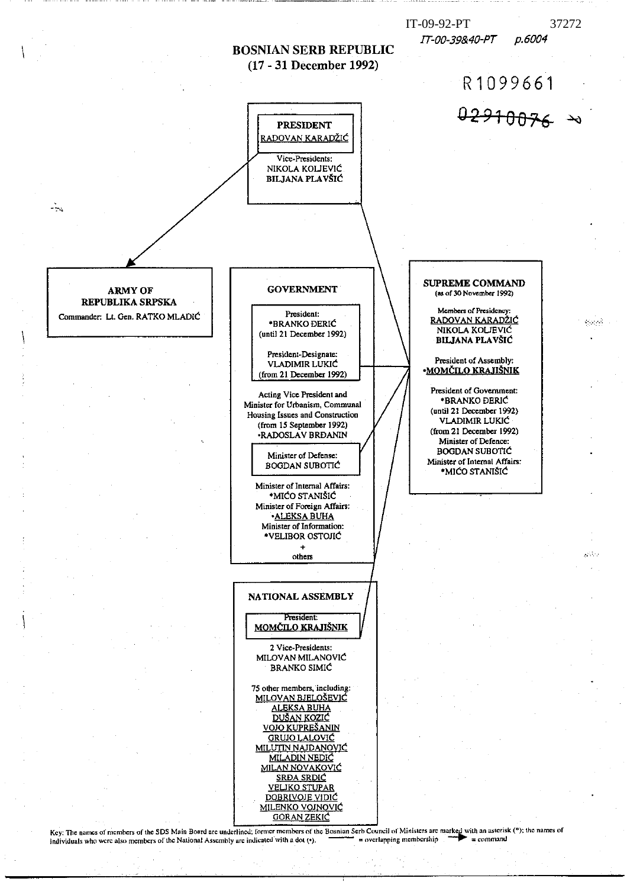IT-09-92-PT 37272

IT-00-39&40-PT p.6004

# BOSNIAN SERB REPUBLIC
## (17 - 31 December 1992)

R1099661

~~02910076~~

**PRESIDENT**
RADOVAN KARADŽIĆ

Vice-Presidents:
NIKOLA KOLJEVIĆ
BILJANA PLAVŠIĆ

**ARMY OF REPUBLIKA SRPSKA**
Commander: Lt. Gen. RATKO MLADIĆ

**GOVERNMENT**

President:
*BRANKO ĐERIĆ
(until 21 December 1992)

President-Designate:
VLADIMIR LUKIĆ
(from 21 December 1992)

Acting Vice President and Minister for Urbanism, Communal Housing Issues and Construction
(from 15 September 1992)
•RADOSLAV BRĐANIN

Minister of Defense:
BOGDAN SUBOTIĆ

Minister of Internal Affairs:
*MIĆO STANIŠIĆ

Minister of Foreign Affairs:
•ALEKSA BUHA

Minister of Information:
*VELIBOR OSTOJIĆ

+
others

**SUPREME COMMAND**
(as of 30 November 1992)

Members of Presidency:
RADOVAN KARADŽIĆ
NIKOLA KOLJEVIĆ
BILJANA PLAVŠIĆ

President of Assembly:
•MOMČILO KRAJIŠNIK

President of Government:
*BRANKO ĐERIĆ
(until 21 December 1992)
VLADIMIR LUKIĆ
(from 21 December 1992)

Minister of Defence:
BOGDAN SUBOTIĆ

Minister of Internal Affairs:
*MIĆO STANIŠIĆ

**NATIONAL ASSEMBLY**

President:
MOMČILO KRAJIŠNIK

2 Vice-Presidents:
MILOVAN MILANOVIĆ
BRANKO SIMIĆ

75 other members, including:
MILOVAN BJELOŠEVIĆ
ALEKSA BUHA
DUŠAN KOZIĆ
VOJO KUPREŠANIN
GRUJO LALOVIĆ
MILUTIN NAJDANOVIĆ
MILADIN NEDIĆ
MILAN NOVAKOVIĆ
SRĐA SRDIĆ
VELJKO STUPAR
DOBRIVOJE VIDIĆ
MILENKO VOJNOVIĆ
GORAN ZEKIĆ

Key: The names of members of the SDS Main Board are underlined; former members of the Bosnian Serb Council of Ministers are marked with an asterisk (*); the names of individuals who were also members of the National Assembly are indicated with a dot (•). ——— = overlapping membership ——▶ = command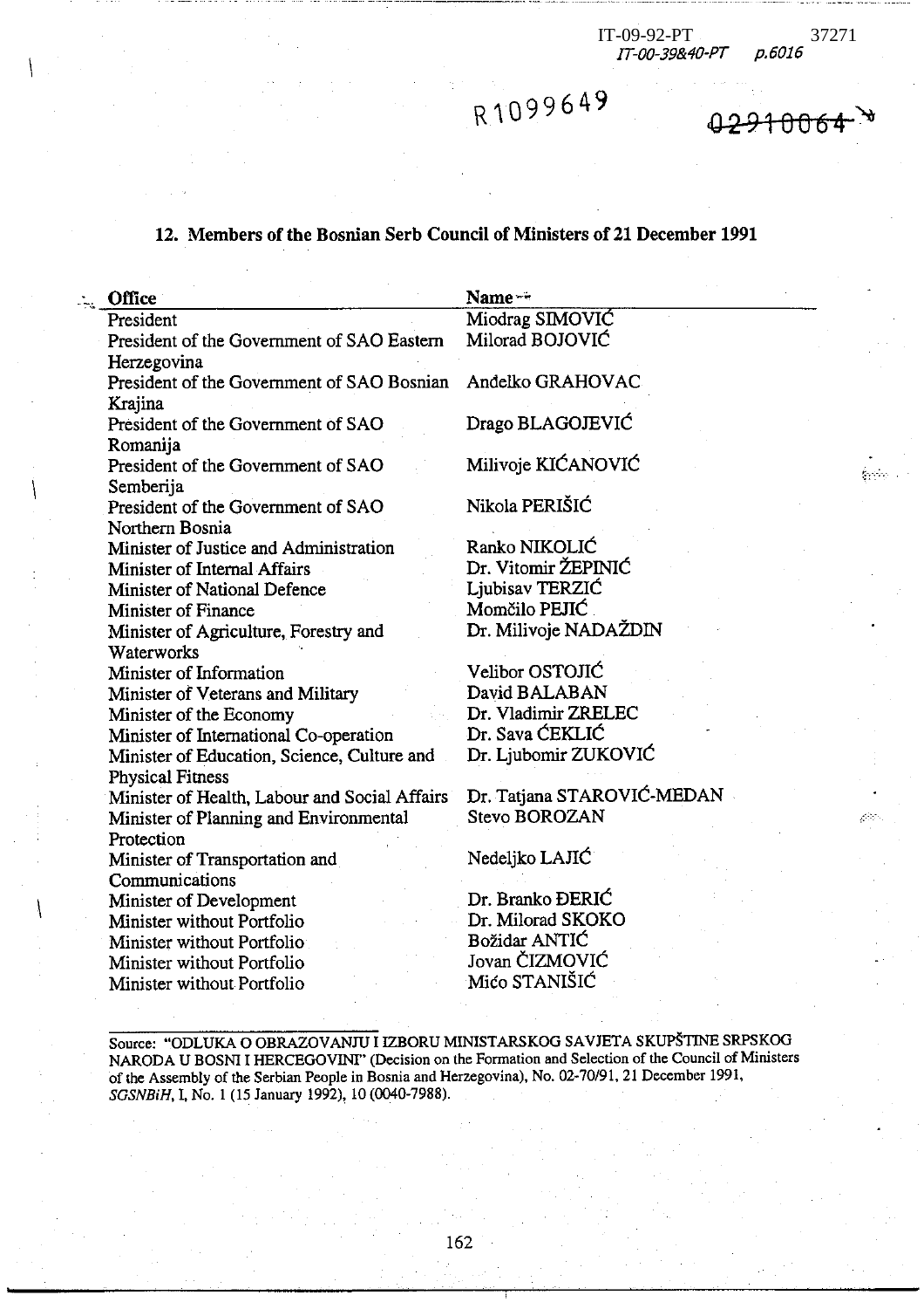## 12. Members of the Bosnian Serb Council of Ministers of 21 December 1991

| Office | Name |
|---|---|
| President | Miodrag SIMOVIĆ |
| President of the Government of SAO Eastern Herzegovina | Milorad BOJOVIĆ |
| President of the Government of SAO Bosnian Krajina | Anđelko GRAHOVAC |
| President of the Government of SAO Romanija | Drago BLAGOJEVIĆ |
| President of the Government of SAO Semberija | Milivoje KIĆANOVIĆ |
| President of the Government of SAO Northern Bosnia | Nikola PERIŠIĆ |
| Minister of Justice and Administration | Ranko NIKOLIĆ |
| Minister of Internal Affairs | Dr. Vitomir ŽEPINIĆ |
| Minister of National Defence | Ljubisav TERZIĆ |
| Minister of Finance | Momčilo PEJIĆ |
| Minister of Agriculture, Forestry and Waterworks | Dr. Milivoje NADAŽDIN |
| Minister of Information | Velibor OSTOJIĆ |
| Minister of Veterans and Military | David BALABAN |
| Minister of the Economy | Dr. Vladimir ZRELEC |
| Minister of International Co-operation | Dr. Sava ĆEKLIĆ |
| Minister of Education, Science, Culture and Physical Fitness | Dr. Ljubomir ZUKOVIĆ |
| Minister of Health, Labour and Social Affairs | Dr. Tatjana STAROVIĆ-MEDAN |
| Minister of Planning and Environmental Protection | Stevo BOROZAN |
| Minister of Transportation and Communications | Nedeljko LAJIĆ |
| Minister of Development | Dr. Branko ĐERIĆ |
| Minister without Portfolio | Dr. Milorad SKOKO |
| Minister without Portfolio | Božidar ANTIĆ |
| Minister without Portfolio | Jovan ČIZMOVIĆ |
| Minister without Portfolio | Mićo STANIŠIĆ |

Source: "ODLUKA O OBRAZOVANJU I IZBORU MINISTARSKOG SAVJETA SKUPŠTINE SRPSKOG NARODA U BOSNI I HERCEGOVINI" (Decision on the Formation and Selection of the Council of Ministers of the Assembly of the Serbian People in Bosnia and Herzegovina), No. 02-70/91, 21 December 1991, *SGSNBiH*, I, No. 1 (15 January 1992), 10 (0040-7988).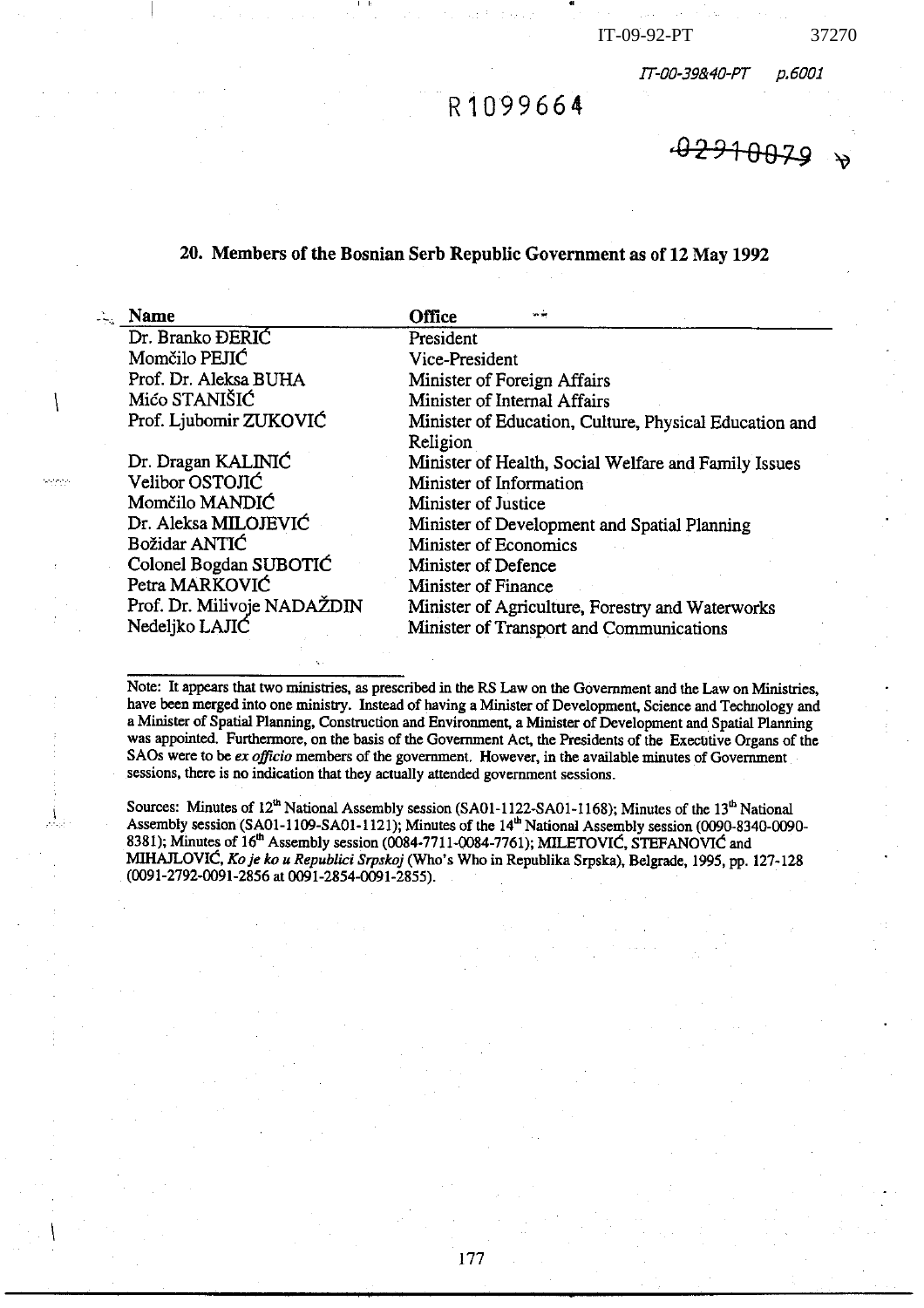## 20. Members of the Bosnian Serb Republic Government as of 12 May 1992

| Name | Office |
|---|---|
| Dr. Branko ĐERIĆ | President |
| Momčilo PEJIĆ | Vice-President |
| Prof. Dr. Aleksa BUHA | Minister of Foreign Affairs |
| Mićo STANIŠIĆ | Minister of Internal Affairs |
| Prof. Ljubomir ZUKOVIĆ | Minister of Education, Culture, Physical Education and Religion |
| Dr. Dragan KALINIĆ | Minister of Health, Social Welfare and Family Issues |
| Velibor OSTOJIĆ | Minister of Information |
| Momčilo MANDIĆ | Minister of Justice |
| Dr. Aleksa MILOJEVIĆ | Minister of Development and Spatial Planning |
| Božidar ANTIĆ | Minister of Economics |
| Colonel Bogdan SUBOTIĆ | Minister of Defence |
| Petra MARKOVIĆ | Minister of Finance |
| Prof. Dr. Milivoje NADAŽDIN | Minister of Agriculture, Forestry and Waterworks |
| Nedeljko LAJIĆ | Minister of Transport and Communications |

Note: It appears that two ministries, as prescribed in the RS Law on the Government and the Law on Ministries, have been merged into one ministry. Instead of having a Minister of Development, Science and Technology and a Minister of Spatial Planning, Construction and Environment, a Minister of Development and Spatial Planning was appointed. Furthermore, on the basis of the Government Act, the Presidents of the Executive Organs of the SAOs were to be *ex officio* members of the government. However, in the available minutes of Government sessions, there is no indication that they actually attended government sessions.

Sources: Minutes of 12[th] National Assembly session (SA01-1122-SA01-1168); Minutes of the 13[th] National Assembly session (SA01-1109-SA01-1121); Minutes of the 14[th] National Assembly session (0090-8340-0090-8381); Minutes of 16[th] Assembly session (0084-7711-0084-7761); MILETOVIĆ, STEFANOVIĆ and MIHAJLOVIĆ, *Ko je ko u Republici Srpskoj* (Who's Who in Republika Srpska), Belgrade, 1995, pp. 127-128 (0091-2792-0091-2856 at 0091-2854-0091-2855).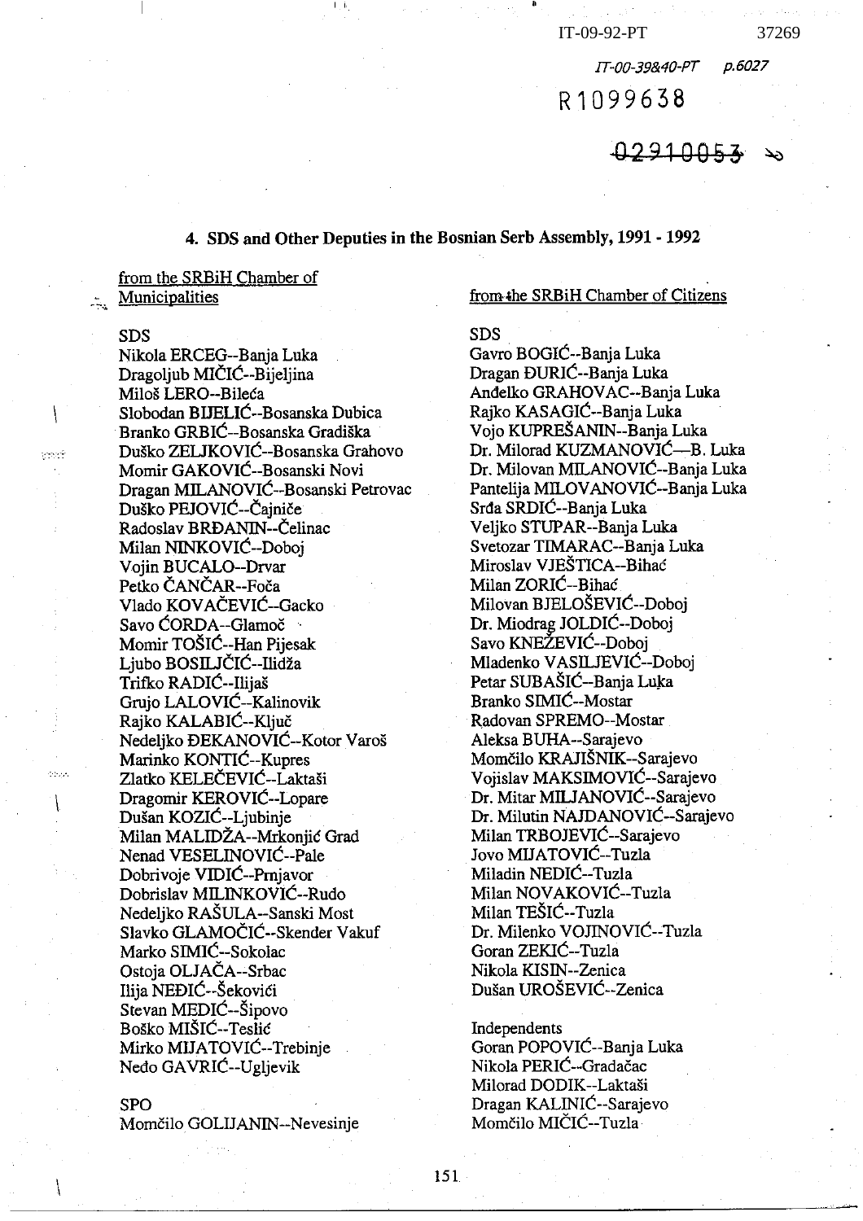IT-09-92-PT 37269

IT-00-39&40-PT p.6027

R1099638

~~02910053~~

## 4. SDS and Other Deputies in the Bosnian Serb Assembly, 1991 - 1992

from the SRBiH Chamber of Municipalities

SDS
Nikola ERCEG--Banja Luka
Dragoljub MIČIĆ--Bijeljina
Miloš LERO--Bileća
Slobodan BIJELIĆ--Bosanska Dubica
Branko GRBIĆ--Bosanska Gradiška
Duško ZELJKOVIĆ--Bosansko Grahovo
Momir GAKOVIĆ--Bosanski Novi
Dragan MILANOVIĆ--Bosanski Petrovac
Duško PEJOVIĆ--Čajniče
Radoslav BRĐANIN--Čelinac
Milan NINKOVIĆ--Doboj
Vojin BUCALO--Drvar
Petko ČANČAR--Foča
Vlado KOVAČEVIĆ--Gacko
Savo ĆORDA--Glamoč
Momir TOŠIĆ--Han Pijesak
Ljubo BOSILJČIĆ--Ilidža
Trifko RADIĆ--Ilijaš
Grujo LALOVIĆ--Kalinovik
Rajko KALABIĆ--Ključ
Nedeljko ĐEKANOVIĆ--Kotor Varoš
Marinko KONTIĆ--Kupres
Zlatko KELEČEVIĆ--Laktaši
Dragomir KEROVIĆ--Lopare
Dušan KOZIĆ--Ljubinje
Milan MALIDŽA--Mrkonjić Grad
Nenad VESELINOVIĆ--Pale
Dobrivoje VIDIĆ--Prnjavor
Dobrislav MILINKOVIĆ--Rudo
Nedeljko RAŠULA--Sanski Most
Slavko GLAMOČIĆ--Skender Vakuf
Marko SIMIĆ--Sokolac
Ostoja OLJAČA--Srbac
Ilija NEĐIĆ--Šekovići
Stevan MEDIĆ--Šipovo
Boško MIŠIĆ--Teslić
Mirko MIJATOVIĆ--Trebinje
Neđo GAVRIĆ--Ugljevik

SPO
Momčilo GOLIJANIN--Nevesinje

from the SRBiH Chamber of Citizens

SDS
Gavro BOGIĆ--Banja Luka
Dragan ĐURIĆ--Banja Luka
Anđelko GRAHOVAC--Banja Luka
Rajko KASAGIĆ--Banja Luka
Vojo KUPREŠANIN--Banja Luka
Dr. Milorad KUZMANOVIĆ—B. Luka
Dr. Milovan MILANOVIĆ--Banja Luka
Pantelija MILOVANOVIĆ--Banja Luka
Srđa SRDIĆ--Banja Luka
Veljko STUPAR--Banja Luka
Svetozar TIMARAC--Banja Luka
Miroslav VJEŠTICA--Bihać
Milan ZORIĆ--Bihać
Milovan BJELOŠEVIĆ--Doboj
Dr. Miodrag JOLDIĆ--Doboj
Savo KNEŽEVIĆ--Doboj
Mladenko VASILJEVIĆ--Doboj
Petar SUBAŠIĆ--Banja Luka
Branko SIMIĆ--Mostar
Radovan SPREMO--Mostar
Aleksa BUHA--Sarajevo
Momčilo KRAJIŠNIK--Sarajevo
Vojislav MAKSIMOVIĆ--Sarajevo
Dr. Mitar MILJANOVIĆ--Sarajevo
Dr. Milutin NAJDANOVIĆ--Sarajevo
Milan TRBOJEVIĆ--Sarajevo
Jovo MIJATOVIĆ--Tuzla
Miladin NEDIĆ--Tuzla
Milan NOVAKOVIĆ--Tuzla
Milan TEŠIĆ--Tuzla
Dr. Milenko VOJINOVIĆ--Tuzla
Goran ZEKIĆ--Tuzla
Nikola KISIN--Zenica
Dušan UROŠEVIĆ--Zenica

Independents
Goran POPOVIĆ--Banja Luka
Nikola PERIĆ--Gradačac
Milorad DODIK--Laktaši
Dragan KALINIĆ--Sarajevo
Momčilo MIČIĆ--Tuzla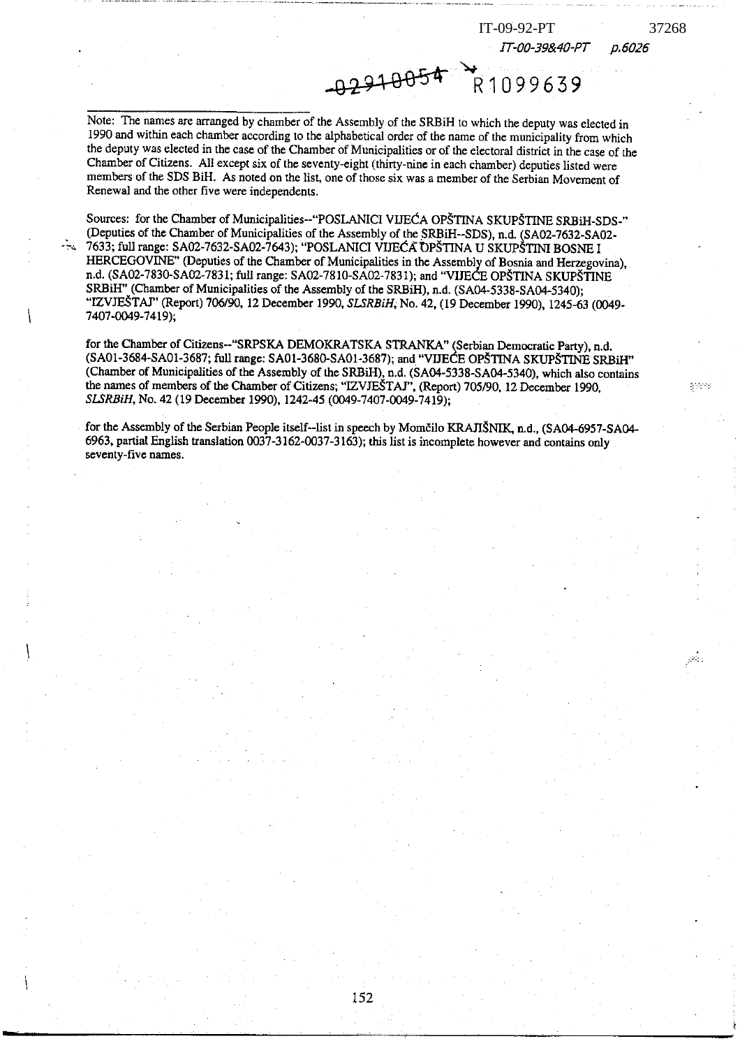Note: The names are arranged by chamber of the Assembly of the SRBiH to which the deputy was elected in 1990 and within each chamber according to the alphabetical order of the name of the municipality from which the deputy was elected in the case of the Chamber of Municipalities or of the electoral district in the case of the Chamber of Citizens. All except six of the seventy-eight (thirty-nine in each chamber) deputies listed were members of the SDS BiH. As noted on the list, one of those six was a member of the Serbian Movement of Renewal and the other five were independents.

Sources: for the Chamber of Municipalities--"POSLANICI VIJEĆA OPŠTINA SKUPŠTINE SRBiH-SDS-" (Deputies of the Chamber of Municipalities of the Assembly of the SRBiH--SDS), n.d. (SA02-7632-SA02-7633; full range: SA02-7632-SA02-7643); "POSLANICI VIJEĆA OPŠTINA U SKUPŠTINI BOSNE I HERCEGOVINE" (Deputies of the Chamber of Municipalities in the Assembly of Bosnia and Herzegovina), n.d. (SA02-7830-SA02-7831; full range: SA02-7810-SA02-7831); and "VIJEĆE OPŠTINA SKUPŠTINE SRBiH" (Chamber of Municipalities of the Assembly of the SRBiH), n.d. (SA04-5338-SA04-5340); "IZVJEŠTAJ" (Report) 706/90, 12 December 1990, *SLSRBiH*, No. 42, (19 December 1990), 1245-63 (0049-7407-0049-7419);

for the Chamber of Citizens--"SRPSKA DEMOKRATSKA STRANKA" (Serbian Democratic Party), n.d. (SA01-3684-SA01-3687; full range: SA01-3680-SA01-3687); and "VIJEĆE OPŠTINA SKUPŠTINE SRBiH" (Chamber of Municipalities of the Assembly of the SRBiH), n.d. (SA04-5338-SA04-5340), which also contains the names of members of the Chamber of Citizens; "IZVJEŠTAJ", (Report) 705/90, 12 December 1990, *SLSRBiH*, No. 42 (19 December 1990), 1242-45 (0049-7407-0049-7419);

for the Assembly of the Serbian People itself--list in speech by Momčilo KRAJIŠNIK, n.d., (SA04-6957-SA04-6963, partial English translation 0037-3162-0037-3163); this list is incomplete however and contains only seventy-five names.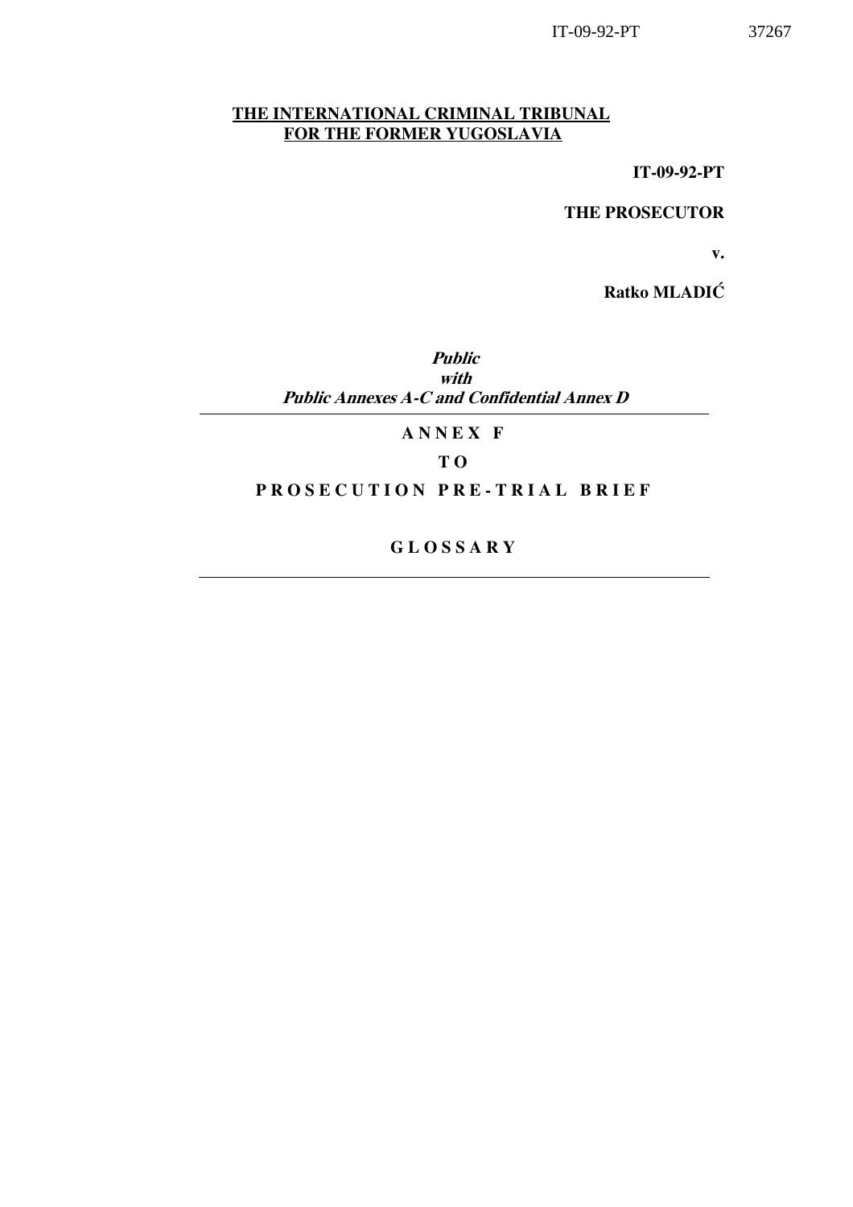**THE INTERNATIONAL CRIMINAL TRIBUNAL**
**FOR THE FORMER YUGOSLAVIA**

**IT-09-92-PT**

**THE PROSECUTOR**

**v.**

**Ratko MLADIĆ**

***Public***
***with***
***Public Annexes A-C and Confidential Annex D***

---

**A N N E X F**

**T O**

**P R O S E C U T I O N P R E - T R I A L B R I E F**

**G L O S S A R Y**

---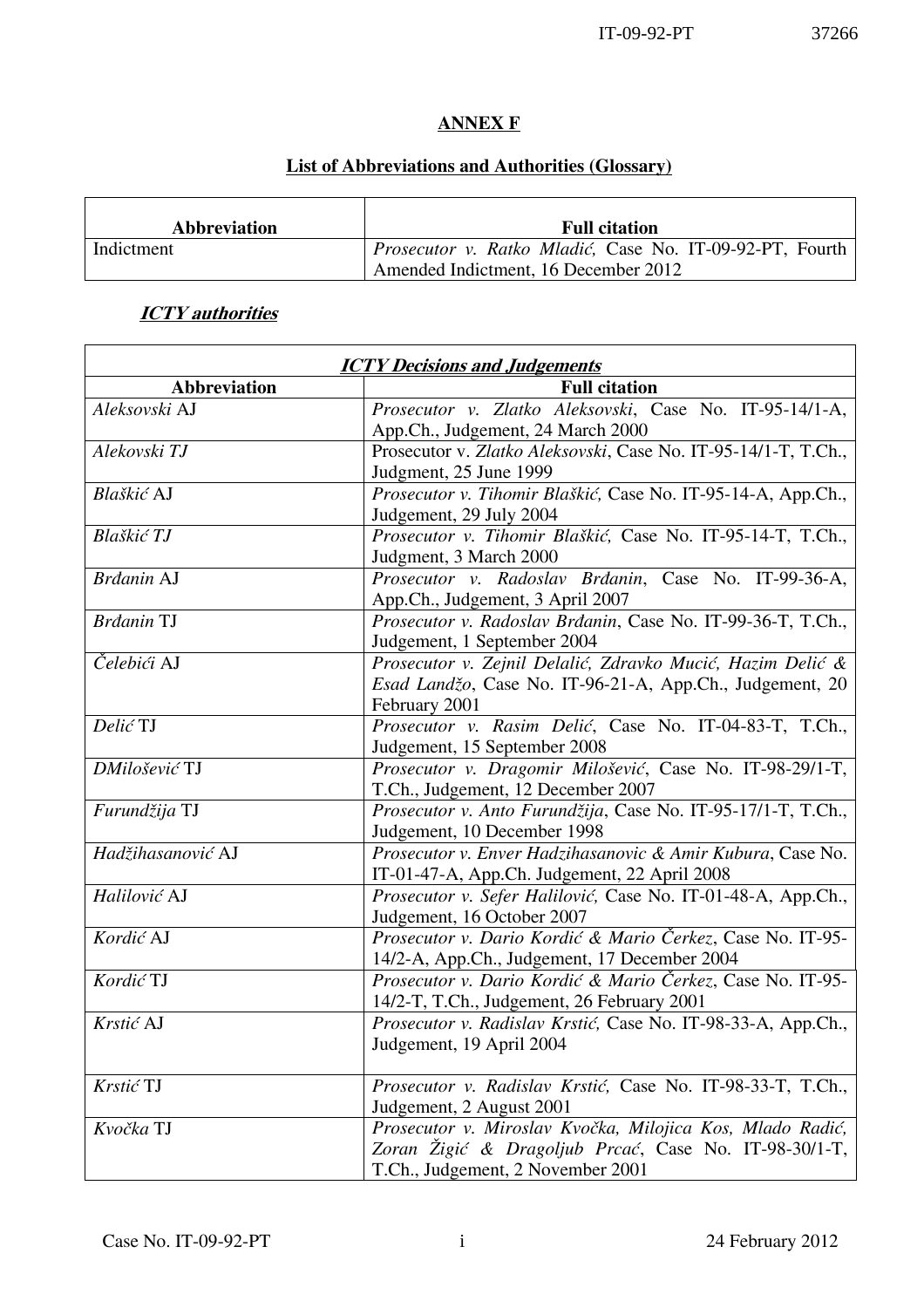**ANNEX F**

**List of Abbreviations and Authorities (Glossary)**

| Abbreviation | Full citation |
|---|---|
| Indictment | *Prosecutor v. Ratko Mladić,* Case No. IT-09-92-PT, Fourth Amended Indictment, 16 December 2012 |

***ICTY authorities***

| ***ICTY Decisions and Judgements*** | |
|---|---|
| **Abbreviation** | **Full citation** |
| *Aleksovski* AJ | *Prosecutor v. Zlatko Aleksovski*, Case No. IT-95-14/1-A, App.Ch., Judgement, 24 March 2000 |
| *Alekovski TJ* | Prosecutor v. *Zlatko Aleksovski*, Case No. IT-95-14/1-T, T.Ch., Judgment, 25 June 1999 |
| *Blaškić* AJ | *Prosecutor v. Tihomir Blaškić,* Case No. IT-95-14-A, App.Ch., Judgement, 29 July 2004 |
| *Blaškić TJ* | *Prosecutor v. Tihomir Blaškić,* Case No. IT-95-14-T, T.Ch., Judgment, 3 March 2000 |
| *Brđanin* AJ | *Prosecutor v. Radoslav Brđanin*, Case No. IT-99-36-A, App.Ch., Judgement, 3 April 2007 |
| *Brđanin* TJ | *Prosecutor v. Radoslav Brđanin*, Case No. IT-99-36-T, T.Ch., Judgement, 1 September 2004 |
| *Čelebići* AJ | *Prosecutor v. Zejnil Delalić, Zdravko Mucić, Hazim Delić & Esad Landžo*, Case No. IT-96-21-A, App.Ch., Judgement, 20 February 2001 |
| *Delić* TJ | *Prosecutor v. Rasim Delić*, Case No. IT-04-83-T, T.Ch., Judgement, 15 September 2008 |
| *DMilošević* TJ | *Prosecutor v. Dragomir Milošević*, Case No. IT-98-29/1-T, T.Ch., Judgement, 12 December 2007 |
| *Furundžija* TJ | *Prosecutor v. Anto Furundžija*, Case No. IT-95-17/1-T, T.Ch., Judgement, 10 December 1998 |
| *Hadžihasanović* AJ | *Prosecutor v. Enver Hadzihasanovic & Amir Kubura*, Case No. IT-01-47-A, App.Ch. Judgement, 22 April 2008 |
| *Halilović* AJ | *Prosecutor v. Sefer Halilović,* Case No. IT-01-48-A, App.Ch., Judgement, 16 October 2007 |
| *Kordić* AJ | *Prosecutor v. Dario Kordić & Mario Čerkez*, Case No. IT-95-14/2-A, App.Ch., Judgement, 17 December 2004 |
| *Kordić* TJ | *Prosecutor v. Dario Kordić & Mario Čerkez*, Case No. IT-95-14/2-T, T.Ch., Judgement, 26 February 2001 |
| *Krstić* AJ | *Prosecutor v. Radislav Krstić,* Case No. IT-98-33-A, App.Ch., Judgement, 19 April 2004 |
| *Krstić* TJ | *Prosecutor v. Radislav Krstić,* Case No. IT-98-33-T, T.Ch., Judgement, 2 August 2001 |
| *Kvočka* TJ | *Prosecutor v. Miroslav Kvočka, Milojica Kos, Mlado Radić, Zoran Žigić & Dragoljub Prcać*, Case No. IT-98-30/1-T, T.Ch., Judgement, 2 November 2001 |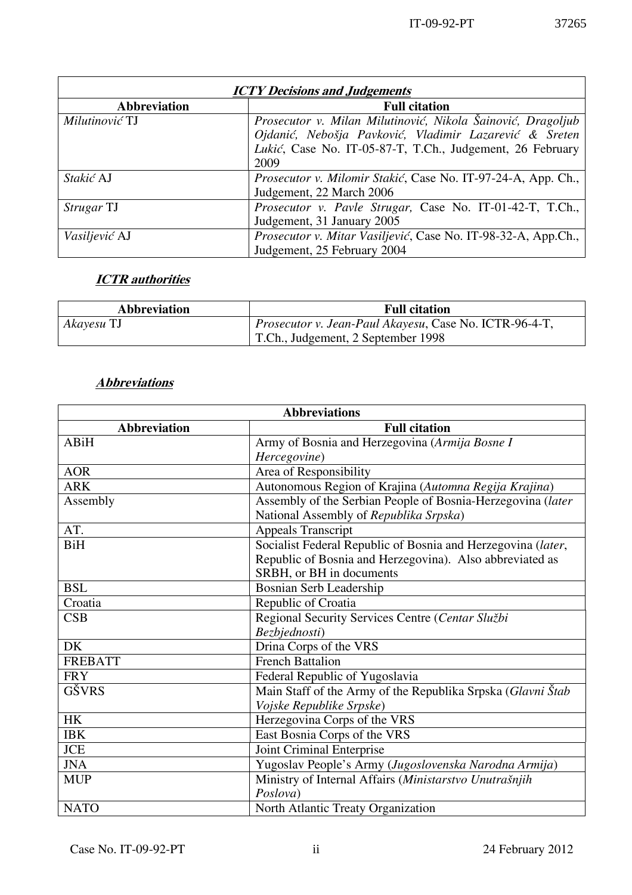| ***ICTY Decisions and Judgements*** | |
|---|---|
| **Abbreviation** | **Full citation** |
| *Milutinović* TJ | *Prosecutor v. Milan Milutinović, Nikola Šainović, Dragoljub Ojdanić, Nebošja Pavković, Vladimir Lazarević & Sreten Lukić*, Case No. IT-05-87-T, T.Ch., Judgement, 26 February 2009 |
| *Stakić* AJ | *Prosecutor v. Milomir Stakić*, Case No. IT-97-24-A, App. Ch., Judgement, 22 March 2006 |
| *Strugar* TJ | *Prosecutor v. Pavle Strugar,* Case No. IT-01-42-T, T.Ch., Judgement, 31 January 2005 |
| *Vasiljević* AJ | *Prosecutor v. Mitar Vasiljević*, Case No. IT-98-32-A, App.Ch., Judgement, 25 February 2004 |

***ICTR authorities***

| **Abbreviation** | **Full citation** |
|---|---|
| *Akayesu* TJ | *Prosecutor v. Jean-Paul Akayesu*, Case No. ICTR-96-4-T, T.Ch., Judgement, 2 September 1998 |

***Abbreviations***

| **Abbreviations** | |
|---|---|
| **Abbreviation** | **Full citation** |
| ABiH | Army of Bosnia and Herzegovina (*Armija Bosne I Hercegovine*) |
| AOR | Area of Responsibility |
| ARK | Autonomous Region of Krajina (*Automna Regija Krajina*) |
| Assembly | Assembly of the Serbian People of Bosnia-Herzegovina (*later* National Assembly of *Republika Srpska*) |
| AT. | Appeals Transcript |
| BiH | Socialist Federal Republic of Bosnia and Herzegovina (*later*, Republic of Bosnia and Herzegovina). Also abbreviated as SRBH, or BH in documents |
| BSL | Bosnian Serb Leadership |
| Croatia | Republic of Croatia |
| CSB | Regional Security Services Centre (*Centar Službi Bezbjednosti*) |
| DK | Drina Corps of the VRS |
| FREBATT | French Battalion |
| FRY | Federal Republic of Yugoslavia |
| GŠVRS | Main Staff of the Army of the Republika Srpska (*Glavni Štab Vojske Republike Srpske*) |
| HK | Herzegovina Corps of the VRS |
| IBK | East Bosnia Corps of the VRS |
| JCE | Joint Criminal Enterprise |
| JNA | Yugoslav People's Army (*Jugoslovenska Narodna Armija*) |
| MUP | Ministry of Internal Affairs (*Ministarstvo Unutrašnjih Poslova*) |
| NATO | North Atlantic Treaty Organization |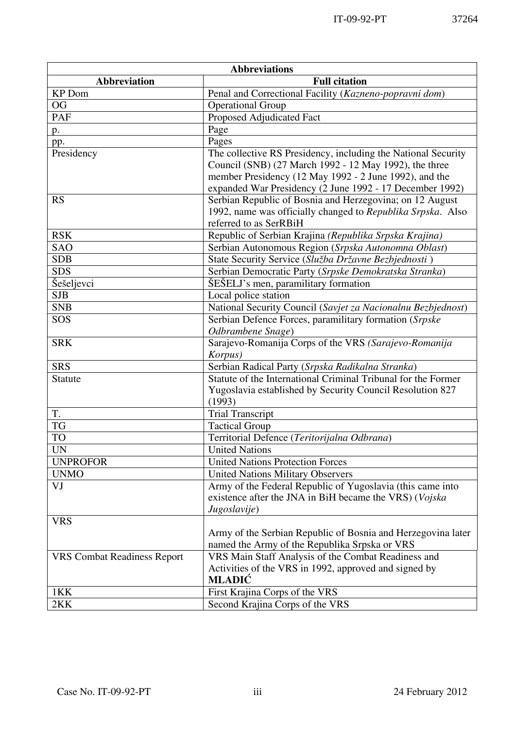| Abbreviations | |
|---|---|
| **Abbreviation** | **Full citation** |
| KP Dom | Penal and Correctional Facility (*Kazneno-popravni dom*) |
| OG | Operational Group |
| PAF | Proposed Adjudicated Fact |
| p. | Page |
| pp. | Pages |
| Presidency | The collective RS Presidency, including the National Security Council (SNB) (27 March 1992 - 12 May 1992), the three member Presidency (12 May 1992 - 2 June 1992), and the expanded War Presidency (2 June 1992 - 17 December 1992) |
| RS | Serbian Republic of Bosnia and Herzegovina; on 12 August 1992, name was officially changed to *Republika Srpska*. Also referred to as SerRBiH |
| RSK | Republic of Serbian Krajina *(Republika Srpska Krajina)* |
| SAO | Serbian Autonomous Region (*Srpska Autonomna Oblast*) |
| SDB | State Security Service (*Služba Državne Bezbjednosti* ) |
| SDS | Serbian Democratic Party (*Srpske Demokratska Stranka*) |
| Šešeljevci | ŠEŠELJ's men, paramilitary formation |
| SJB | Local police station |
| SNB | National Security Council (*Savjet za Nacionalnu Bezbjednost*) |
| SOS | Serbian Defence Forces, paramilitary formation (*Srpske Odbrambene Snage*) |
| SRK | Sarajevo-Romanija Corps of the VRS *(Sarajevo-Romanija Korpus)* |
| SRS | Serbian Radical Party (*Srpska Radikalna Stranka*) |
| Statute | Statute of the International Criminal Tribunal for the Former Yugoslavia established by Security Council Resolution 827 (1993) |
| T. | Trial Transcript |
| TG | Tactical Group |
| TO | Territorial Defence (*Teritorijalna Odbrana*) |
| UN | United Nations |
| UNPROFOR | United Nations Protection Forces |
| UNMO | United Nations Military Observers |
| VJ | Army of the Federal Republic of Yugoslavia (this came into existence after the JNA in BiH became the VRS) (*Vojska Jugoslavije*) |
| VRS | Army of the Serbian Republic of Bosnia and Herzegovina later named the Army of the Republika Srpska or VRS |
| VRS Combat Readiness Report | VRS Main Staff Analysis of the Combat Readiness and Activities of the VRS in 1992, approved and signed by **MLADIĆ** |
| 1KK | First Krajina Corps of the VRS |
| 2KK | Second Krajina Corps of the VRS |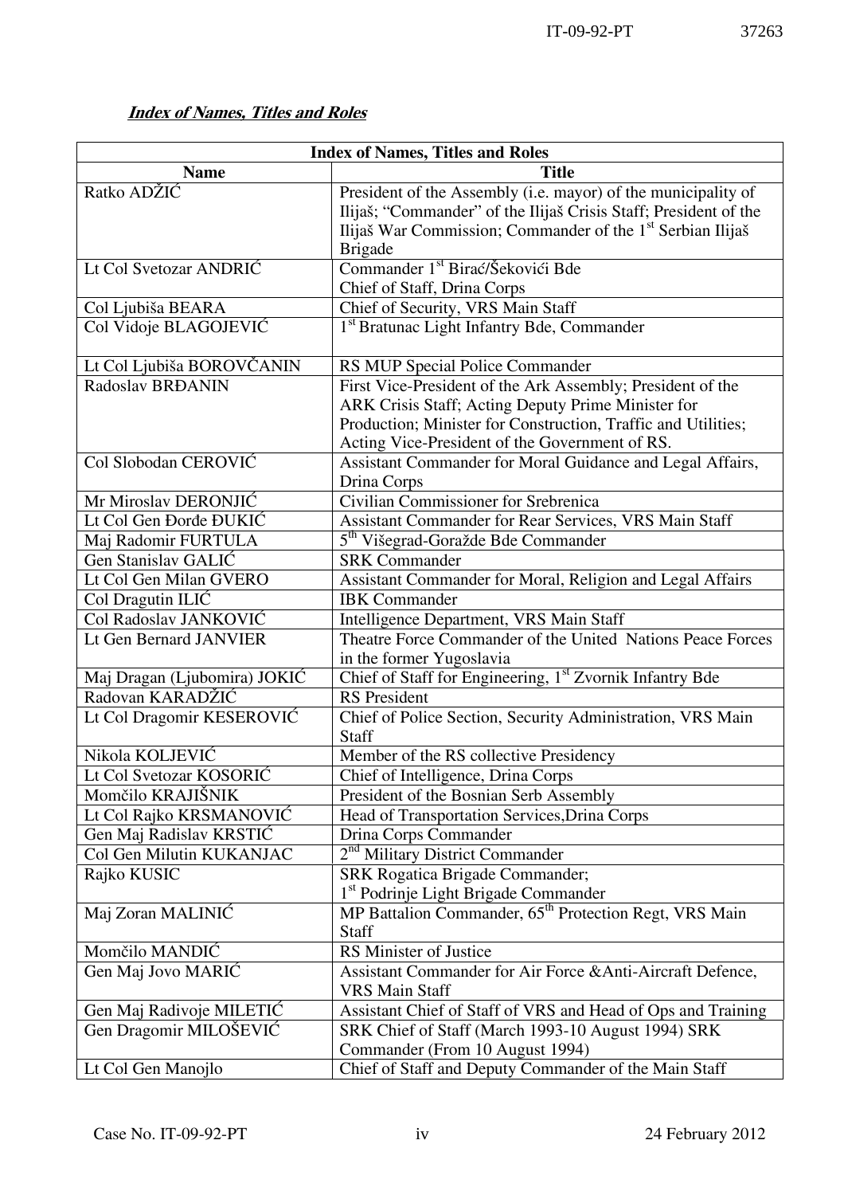***Index of Names, Titles and Roles***

| Index of Names, Titles and Roles | |
|---|---|
| **Name** | **Title** |
| Ratko ADŽIĆ | President of the Assembly (i.e. mayor) of the municipality of Ilijaš; "Commander" of the Ilijaš Crisis Staff; President of the Ilijaš War Commission; Commander of the 1st Serbian Ilijaš Brigade |
| Lt Col Svetozar ANDRIĆ | Commander 1st Birać/Šekovići Bde<br>Chief of Staff, Drina Corps |
| Col Ljubiša BEARA | Chief of Security, VRS Main Staff |
| Col Vidoje BLAGOJEVIĆ | 1st Bratunac Light Infantry Bde, Commander |
| Lt Col Ljubiša BOROVČANIN | RS MUP Special Police Commander |
| Radoslav BRĐANIN | First Vice-President of the Ark Assembly; President of the ARK Crisis Staff; Acting Deputy Prime Minister for Production; Minister for Construction, Traffic and Utilities; Acting Vice-President of the Government of RS. |
| Col Slobodan CEROVIĆ | Assistant Commander for Moral Guidance and Legal Affairs, Drina Corps |
| Mr Miroslav DERONJIĆ | Civilian Commissioner for Srebrenica |
| Lt Col Gen Đorđe ĐUKIĆ | Assistant Commander for Rear Services, VRS Main Staff |
| Maj Radomir FURTULA | 5th Višegrad-Goražde Bde Commander |
| Gen Stanislav GALIĆ | SRK Commander |
| Lt Col Gen Milan GVERO | Assistant Commander for Moral, Religion and Legal Affairs |
| Col Dragutin ILIĆ | IBK Commander |
| Col Radoslav JANKOVIĆ | Intelligence Department, VRS Main Staff |
| Lt Gen Bernard JANVIER | Theatre Force Commander of the United Nations Peace Forces in the former Yugoslavia |
| Maj Dragan (Ljubomira) JOKIĆ | Chief of Staff for Engineering, 1st Zvornik Infantry Bde |
| Radovan KARADŽIĆ | RS President |
| Lt Col Dragomir KESEROVIĆ | Chief of Police Section, Security Administration, VRS Main Staff |
| Nikola KOLJEVIĆ | Member of the RS collective Presidency |
| Lt Col Svetozar KOSORIĆ | Chief of Intelligence, Drina Corps |
| Momčilo KRAJIŠNIK | President of the Bosnian Serb Assembly |
| Lt Col Rajko KRSMANOVIĆ | Head of Transportation Services,Drina Corps |
| Gen Maj Radislav KRSTIĆ | Drina Corps Commander |
| Col Gen Milutin KUKANJAC | 2nd Military District Commander |
| Rajko KUSIC | SRK Rogatica Brigade Commander;<br>1st Podrinje Light Brigade Commander |
| Maj Zoran MALINIĆ | MP Battalion Commander, 65th Protection Regt, VRS Main Staff |
| Momčilo MANDIĆ | RS Minister of Justice |
| Gen Maj Jovo MARIĆ | Assistant Commander for Air Force &Anti-Aircraft Defence, VRS Main Staff |
| Gen Maj Radivoje MILETIĆ | Assistant Chief of Staff of VRS and Head of Ops and Training |
| Gen Dragomir MILOŠEVIĆ | SRK Chief of Staff (March 1993-10 August 1994) SRK Commander (From 10 August 1994) |
| Lt Col Gen Manojlo | Chief of Staff and Deputy Commander of the Main Staff |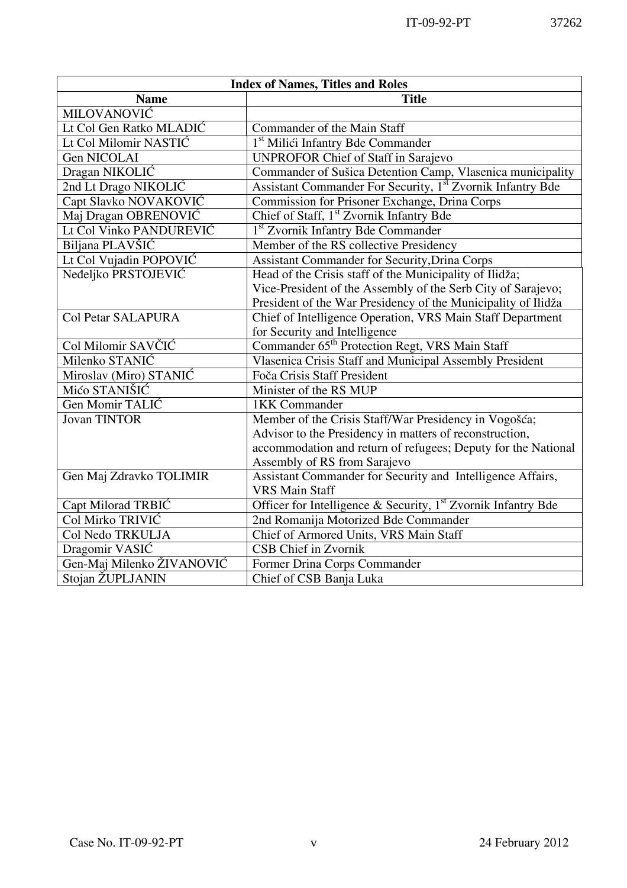| Index of Names, Titles and Roles | |
|---|---|
| **Name** | **Title** |
| MILOVANOVIĆ | |
| Lt Col Gen Ratko MLADIĆ | Commander of the Main Staff |
| Lt Col Milomir NASTIĆ | 1st Milići Infantry Bde Commander |
| Gen NICOLAI | UNPROFOR Chief of Staff in Sarajevo |
| Dragan NIKOLIĆ | Commander of Sušica Detention Camp, Vlasenica municipality |
| 2nd Lt Drago NIKOLIĆ | Assistant Commander For Security, 1st Zvornik Infantry Bde |
| Capt Slavko NOVAKOVIĆ | Commission for Prisoner Exchange, Drina Corps |
| Maj Dragan OBRENOVIĆ | Chief of Staff, 1st Zvornik Infantry Bde |
| Lt Col Vinko PANDUREVIĆ | 1st Zvornik Infantry Bde Commander |
| Biljana PLAVŠIĆ | Member of the RS collective Presidency |
| Lt Col Vujadin POPOVIĆ | Assistant Commander for Security,Drina Corps |
| Neđeljko PRSTOJEVIĆ | Head of the Crisis staff of the Municipality of Ilidža; Vice-President of the Assembly of the Serb City of Sarajevo; President of the War Presidency of the Municipality of Ilidža |
| Col Petar SALAPURA | Chief of Intelligence Operation, VRS Main Staff Department for Security and Intelligence |
| Col Milomir SAVČIĆ | Commander 65th Protection Regt, VRS Main Staff |
| Milenko STANIĆ | Vlasenica Crisis Staff and Municipal Assembly President |
| Miroslav (Miro) STANIĆ | Foča Crisis Staff President |
| Mićo STANIŠIĆ | Minister of the RS MUP |
| Gen Momir TALIĆ | 1KK Commander |
| Jovan TINTOR | Member of the Crisis Staff/War Presidency in Vogošća; Advisor to the Presidency in matters of reconstruction, accommodation and return of refugees; Deputy for the National Assembly of RS from Sarajevo |
| Gen Maj Zdravko TOLIMIR | Assistant Commander for Security and Intelligence Affairs, VRS Main Staff |
| Capt Milorad TRBIĆ | Officer for Intelligence & Security, 1st Zvornik Infantry Bde |
| Col Mirko TRIVIĆ | 2nd Romanija Motorized Bde Commander |
| Col Neđo TRKULJA | Chief of Armored Units, VRS Main Staff |
| Dragomir VASIĆ | CSB Chief in Zvornik |
| Gen-Maj Milenko ŽIVANOVIĆ | Former Drina Corps Commander |
| Stojan ŽUPLJANIN | Chief of CSB Banja Luka |